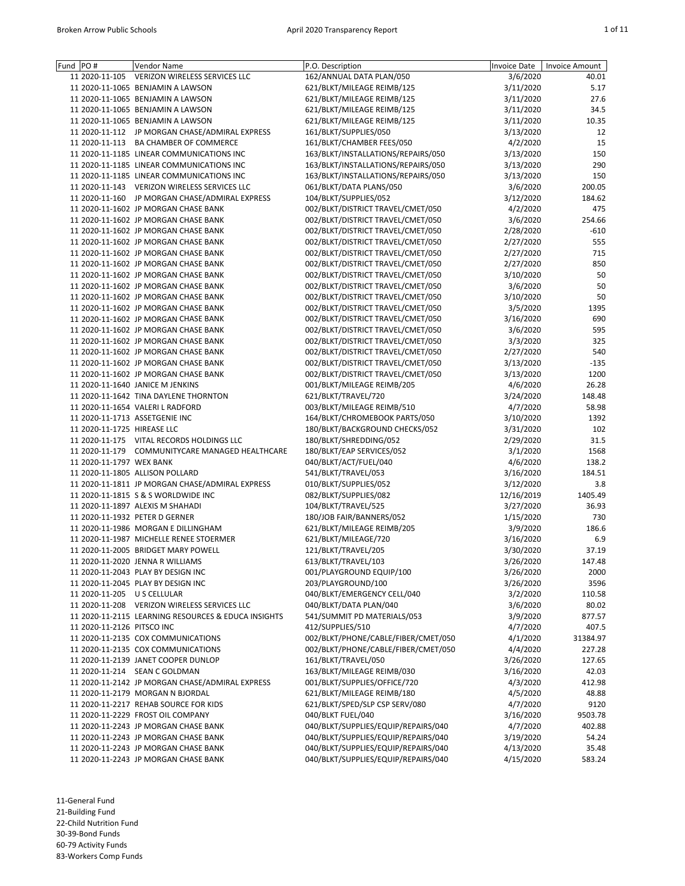| Fund | PO # | Vendor Name | P.O. Description | Invoice Date | Invoice Amount |
|---|---|---|---|---|---|
| 11 | 2020-11-105 | VERIZON WIRELESS SERVICES LLC | 162/ANNUAL DATA PLAN/050 | 3/6/2020 | 40.01 |
| 11 | 2020-11-1065 | BENJAMIN A LAWSON | 621/BLKT/MILEAGE REIMB/125 | 3/11/2020 | 5.17 |
| 11 | 2020-11-1065 | BENJAMIN A LAWSON | 621/BLKT/MILEAGE REIMB/125 | 3/11/2020 | 27.6 |
| 11 | 2020-11-1065 | BENJAMIN A LAWSON | 621/BLKT/MILEAGE REIMB/125 | 3/11/2020 | 34.5 |
| 11 | 2020-11-1065 | BENJAMIN A LAWSON | 621/BLKT/MILEAGE REIMB/125 | 3/11/2020 | 10.35 |
| 11 | 2020-11-112 | JP MORGAN CHASE/ADMIRAL EXPRESS | 161/BLKT/SUPPLIES/050 | 3/13/2020 | 12 |
| 11 | 2020-11-113 | BA CHAMBER OF COMMERCE | 161/BLKT/CHAMBER FEES/050 | 4/2/2020 | 15 |
| 11 | 2020-11-1185 | LINEAR COMMUNICATIONS INC | 163/BLKT/INSTALLATIONS/REPAIRS/050 | 3/13/2020 | 150 |
| 11 | 2020-11-1185 | LINEAR COMMUNICATIONS INC | 163/BLKT/INSTALLATIONS/REPAIRS/050 | 3/13/2020 | 290 |
| 11 | 2020-11-1185 | LINEAR COMMUNICATIONS INC | 163/BLKT/INSTALLATIONS/REPAIRS/050 | 3/13/2020 | 150 |
| 11 | 2020-11-143 | VERIZON WIRELESS SERVICES LLC | 061/BLKT/DATA PLANS/050 | 3/6/2020 | 200.05 |
| 11 | 2020-11-160 | JP MORGAN CHASE/ADMIRAL EXPRESS | 104/BLKT/SUPPLIES/052 | 3/12/2020 | 184.62 |
| 11 | 2020-11-1602 | JP MORGAN CHASE BANK | 002/BLKT/DISTRICT TRAVEL/CMET/050 | 4/2/2020 | 475 |
| 11 | 2020-11-1602 | JP MORGAN CHASE BANK | 002/BLKT/DISTRICT TRAVEL/CMET/050 | 3/6/2020 | 254.66 |
| 11 | 2020-11-1602 | JP MORGAN CHASE BANK | 002/BLKT/DISTRICT TRAVEL/CMET/050 | 2/28/2020 | -610 |
| 11 | 2020-11-1602 | JP MORGAN CHASE BANK | 002/BLKT/DISTRICT TRAVEL/CMET/050 | 2/27/2020 | 555 |
| 11 | 2020-11-1602 | JP MORGAN CHASE BANK | 002/BLKT/DISTRICT TRAVEL/CMET/050 | 2/27/2020 | 715 |
| 11 | 2020-11-1602 | JP MORGAN CHASE BANK | 002/BLKT/DISTRICT TRAVEL/CMET/050 | 2/27/2020 | 850 |
| 11 | 2020-11-1602 | JP MORGAN CHASE BANK | 002/BLKT/DISTRICT TRAVEL/CMET/050 | 3/10/2020 | 50 |
| 11 | 2020-11-1602 | JP MORGAN CHASE BANK | 002/BLKT/DISTRICT TRAVEL/CMET/050 | 3/6/2020 | 50 |
| 11 | 2020-11-1602 | JP MORGAN CHASE BANK | 002/BLKT/DISTRICT TRAVEL/CMET/050 | 3/10/2020 | 50 |
| 11 | 2020-11-1602 | JP MORGAN CHASE BANK | 002/BLKT/DISTRICT TRAVEL/CMET/050 | 3/5/2020 | 1395 |
| 11 | 2020-11-1602 | JP MORGAN CHASE BANK | 002/BLKT/DISTRICT TRAVEL/CMET/050 | 3/16/2020 | 690 |
| 11 | 2020-11-1602 | JP MORGAN CHASE BANK | 002/BLKT/DISTRICT TRAVEL/CMET/050 | 3/6/2020 | 595 |
| 11 | 2020-11-1602 | JP MORGAN CHASE BANK | 002/BLKT/DISTRICT TRAVEL/CMET/050 | 3/3/2020 | 325 |
| 11 | 2020-11-1602 | JP MORGAN CHASE BANK | 002/BLKT/DISTRICT TRAVEL/CMET/050 | 2/27/2020 | 540 |
| 11 | 2020-11-1602 | JP MORGAN CHASE BANK | 002/BLKT/DISTRICT TRAVEL/CMET/050 | 3/13/2020 | -135 |
| 11 | 2020-11-1602 | JP MORGAN CHASE BANK | 002/BLKT/DISTRICT TRAVEL/CMET/050 | 3/13/2020 | 1200 |
| 11 | 2020-11-1640 | JANICE M JENKINS | 001/BLKT/MILEAGE REIMB/205 | 4/6/2020 | 26.28 |
| 11 | 2020-11-1642 | TINA DAYLENE THORNTON | 621/BLKT/TRAVEL/720 | 3/24/2020 | 148.48 |
| 11 | 2020-11-1654 | VALERI L RADFORD | 003/BLKT/MILEAGE REIMB/510 | 4/7/2020 | 58.98 |
| 11 | 2020-11-1713 | ASSETGENIE INC | 164/BLKT/CHROMEBOOK PARTS/050 | 3/10/2020 | 1392 |
| 11 | 2020-11-1725 | HIREASE LLC | 180/BLKT/BACKGROUND CHECKS/052 | 3/31/2020 | 102 |
| 11 | 2020-11-175 | VITAL RECORDS HOLDINGS LLC | 180/BLKT/SHREDDING/052 | 2/29/2020 | 31.5 |
| 11 | 2020-11-179 | COMMUNITYCARE MANAGED HEALTHCARE | 180/BLKT/EAP SERVICES/052 | 3/1/2020 | 1568 |
| 11 | 2020-11-1797 | WEX BANK | 040/BLKT/ACT/FUEL/040 | 4/6/2020 | 138.2 |
| 11 | 2020-11-1805 | ALLISON POLLARD | 541/BLKT/TRAVEL/053 | 3/16/2020 | 184.51 |
| 11 | 2020-11-1811 | JP MORGAN CHASE/ADMIRAL EXPRESS | 010/BLKT/SUPPLIES/052 | 3/12/2020 | 3.8 |
| 11 | 2020-11-1815 | S & S WORLDWIDE INC | 082/BLKT/SUPPLIES/082 | 12/16/2019 | 1405.49 |
| 11 | 2020-11-1897 | ALEXIS M SHAHADI | 104/BLKT/TRAVEL/525 | 3/27/2020 | 36.93 |
| 11 | 2020-11-1932 | PETER D GERNER | 180/JOB FAIR/BANNERS/052 | 1/15/2020 | 730 |
| 11 | 2020-11-1986 | MORGAN E DILLINGHAM | 621/BLKT/MILEAGE REIMB/205 | 3/9/2020 | 186.6 |
| 11 | 2020-11-1987 | MICHELLE RENEE STOERMER | 621/BLKT/MILEAGE/720 | 3/16/2020 | 6.9 |
| 11 | 2020-11-2005 | BRIDGET MARY POWELL | 121/BLKT/TRAVEL/205 | 3/30/2020 | 37.19 |
| 11 | 2020-11-2020 | JENNA R WILLIAMS | 613/BLKT/TRAVEL/103 | 3/26/2020 | 147.48 |
| 11 | 2020-11-2043 | PLAY BY DESIGN INC | 001/PLAYGROUND EQUIP/100 | 3/26/2020 | 2000 |
| 11 | 2020-11-2045 | PLAY BY DESIGN INC | 203/PLAYGROUND/100 | 3/26/2020 | 3596 |
| 11 | 2020-11-205 | U S CELLULAR | 040/BLKT/EMERGENCY CELL/040 | 3/2/2020 | 110.58 |
| 11 | 2020-11-208 | VERIZON WIRELESS SERVICES LLC | 040/BLKT/DATA PLAN/040 | 3/6/2020 | 80.02 |
| 11 | 2020-11-2115 | LEARNING RESOURCES & EDUCA INSIGHTS | 541/SUMMIT PD MATERIALS/053 | 3/9/2020 | 877.57 |
| 11 | 2020-11-2126 | PITSCO INC | 412/SUPPLIES/510 | 4/7/2020 | 407.5 |
| 11 | 2020-11-2135 | COX COMMUNICATIONS | 002/BLKT/PHONE/CABLE/FIBER/CMET/050 | 4/1/2020 | 31384.97 |
| 11 | 2020-11-2135 | COX COMMUNICATIONS | 002/BLKT/PHONE/CABLE/FIBER/CMET/050 | 4/4/2020 | 227.28 |
| 11 | 2020-11-2139 | JANET COOPER DUNLOP | 161/BLKT/TRAVEL/050 | 3/26/2020 | 127.65 |
| 11 | 2020-11-214 | SEAN C GOLDMAN | 163/BLKT/MILEAGE REIMB/030 | 3/16/2020 | 42.03 |
| 11 | 2020-11-2142 | JP MORGAN CHASE/ADMIRAL EXPRESS | 001/BLKT/SUPPLIES/OFFICE/720 | 4/3/2020 | 412.98 |
| 11 | 2020-11-2179 | MORGAN N BJORDAL | 621/BLKT/MILEAGE REIMB/180 | 4/5/2020 | 48.88 |
| 11 | 2020-11-2217 | REHAB SOURCE FOR KIDS | 621/BLKT/SPED/SLP CSP SERV/080 | 4/7/2020 | 9120 |
| 11 | 2020-11-2229 | FROST OIL COMPANY | 040/BLKT FUEL/040 | 3/16/2020 | 9503.78 |
| 11 | 2020-11-2243 | JP MORGAN CHASE BANK | 040/BLKT/SUPPLIES/EQUIP/REPAIRS/040 | 4/7/2020 | 402.88 |
| 11 | 2020-11-2243 | JP MORGAN CHASE BANK | 040/BLKT/SUPPLIES/EQUIP/REPAIRS/040 | 3/19/2020 | 54.24 |
| 11 | 2020-11-2243 | JP MORGAN CHASE BANK | 040/BLKT/SUPPLIES/EQUIP/REPAIRS/040 | 4/13/2020 | 35.48 |
| 11 | 2020-11-2243 | JP MORGAN CHASE BANK | 040/BLKT/SUPPLIES/EQUIP/REPAIRS/040 | 4/15/2020 | 583.24 |

11-General Fund
21-Building Fund
22-Child Nutrition Fund
30-39-Bond Funds
60-79 Activity Funds
83-Workers Comp Funds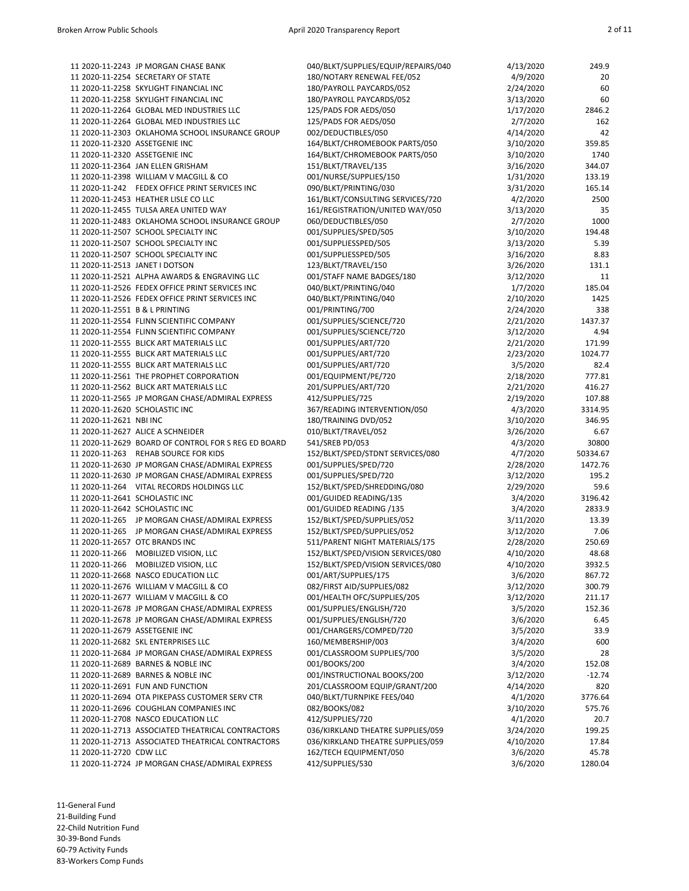| | | | |
|---|---|---|---|
| 11 2020-11-2243 JP MORGAN CHASE BANK | 040/BLKT/SUPPLIES/EQUIP/REPAIRS/040 | 4/13/2020 | 249.9 |
| 11 2020-11-2254 SECRETARY OF STATE | 180/NOTARY RENEWAL FEE/052 | 4/9/2020 | 20 |
| 11 2020-11-2258 SKYLIGHT FINANCIAL INC | 180/PAYROLL PAYCARDS/052 | 2/24/2020 | 60 |
| 11 2020-11-2258 SKYLIGHT FINANCIAL INC | 180/PAYROLL PAYCARDS/052 | 3/13/2020 | 60 |
| 11 2020-11-2264 GLOBAL MED INDUSTRIES LLC | 125/PADS FOR AEDS/050 | 1/17/2020 | 2846.2 |
| 11 2020-11-2264 GLOBAL MED INDUSTRIES LLC | 125/PADS FOR AEDS/050 | 2/7/2020 | 162 |
| 11 2020-11-2303 OKLAHOMA SCHOOL INSURANCE GROUP | 002/DEDUCTIBLES/050 | 4/14/2020 | 42 |
| 11 2020-11-2320 ASSETGENIE INC | 164/BLKT/CHROMEBOOK PARTS/050 | 3/10/2020 | 359.85 |
| 11 2020-11-2320 ASSETGENIE INC | 164/BLKT/CHROMEBOOK PARTS/050 | 3/10/2020 | 1740 |
| 11 2020-11-2364 JAN ELLEN GRISHAM | 151/BLKT/TRAVEL/135 | 3/16/2020 | 344.07 |
| 11 2020-11-2398 WILLIAM V MACGILL & CO | 001/NURSE/SUPPLIES/150 | 1/31/2020 | 133.19 |
| 11 2020-11-242 FEDEX OFFICE PRINT SERVICES INC | 090/BLKT/PRINTING/030 | 3/31/2020 | 165.14 |
| 11 2020-11-2453 HEATHER LISLE CO LLC | 161/BLKT/CONSULTING SERVICES/720 | 4/2/2020 | 2500 |
| 11 2020-11-2455 TULSA AREA UNITED WAY | 161/REGISTRATION/UNITED WAY/050 | 3/13/2020 | 35 |
| 11 2020-11-2483 OKLAHOMA SCHOOL INSURANCE GROUP | 060/DEDUCTIBLES/050 | 2/7/2020 | 1000 |
| 11 2020-11-2507 SCHOOL SPECIALTY INC | 001/SUPPLIES/SPED/505 | 3/10/2020 | 194.48 |
| 11 2020-11-2507 SCHOOL SPECIALTY INC | 001/SUPPLIESSPED/505 | 3/13/2020 | 5.39 |
| 11 2020-11-2507 SCHOOL SPECIALTY INC | 001/SUPPLIESSPED/505 | 3/16/2020 | 8.83 |
| 11 2020-11-2513 JANET I DOTSON | 123/BLKT/TRAVEL/150 | 3/26/2020 | 131.1 |
| 11 2020-11-2521 ALPHA AWARDS & ENGRAVING LLC | 001/STAFF NAME BADGES/180 | 3/12/2020 | 11 |
| 11 2020-11-2526 FEDEX OFFICE PRINT SERVICES INC | 040/BLKT/PRINTING/040 | 1/7/2020 | 185.04 |
| 11 2020-11-2526 FEDEX OFFICE PRINT SERVICES INC | 040/BLKT/PRINTING/040 | 2/10/2020 | 1425 |
| 11 2020-11-2551 B & L PRINTING | 001/PRINTING/700 | 2/24/2020 | 338 |
| 11 2020-11-2554 FLINN SCIENTIFIC COMPANY | 001/SUPPLIES/SCIENCE/720 | 2/21/2020 | 1437.37 |
| 11 2020-11-2554 FLINN SCIENTIFIC COMPANY | 001/SUPPLIES/SCIENCE/720 | 3/12/2020 | 4.94 |
| 11 2020-11-2555 BLICK ART MATERIALS LLC | 001/SUPPLIES/ART/720 | 2/21/2020 | 171.99 |
| 11 2020-11-2555 BLICK ART MATERIALS LLC | 001/SUPPLIES/ART/720 | 2/23/2020 | 1024.77 |
| 11 2020-11-2555 BLICK ART MATERIALS LLC | 001/SUPPLIES/ART/720 | 3/5/2020 | 82.4 |
| 11 2020-11-2561 THE PROPHET CORPORATION | 001/EQUIPMENT/PE/720 | 2/18/2020 | 777.81 |
| 11 2020-11-2562 BLICK ART MATERIALS LLC | 201/SUPPLIES/ART/720 | 2/21/2020 | 416.27 |
| 11 2020-11-2565 JP MORGAN CHASE/ADMIRAL EXPRESS | 412/SUPPLIES/725 | 2/19/2020 | 107.88 |
| 11 2020-11-2620 SCHOLASTIC INC | 367/READING INTERVENTION/050 | 4/3/2020 | 3314.95 |
| 11 2020-11-2621 NBI INC | 180/TRAINING DVD/052 | 3/10/2020 | 346.95 |
| 11 2020-11-2627 ALICE A SCHNEIDER | 010/BLKT/TRAVEL/052 | 3/26/2020 | 6.67 |
| 11 2020-11-2629 BOARD OF CONTROL FOR S REG ED BOARD | 541/SREB PD/053 | 4/3/2020 | 30800 |
| 11 2020-11-263 REHAB SOURCE FOR KIDS | 152/BLKT/SPED/STDNT SERVICES/080 | 4/7/2020 | 50334.67 |
| 11 2020-11-2630 JP MORGAN CHASE/ADMIRAL EXPRESS | 001/SUPPLIES/SPED/720 | 2/28/2020 | 1472.76 |
| 11 2020-11-2630 JP MORGAN CHASE/ADMIRAL EXPRESS | 001/SUPPLIES/SPED/720 | 3/12/2020 | 195.2 |
| 11 2020-11-264 VITAL RECORDS HOLDINGS LLC | 152/BLKT/SPED/SHREDDING/080 | 2/29/2020 | 59.6 |
| 11 2020-11-2641 SCHOLASTIC INC | 001/GUIDED READING/135 | 3/4/2020 | 3196.42 |
| 11 2020-11-2642 SCHOLASTIC INC | 001/GUIDED READING /135 | 3/4/2020 | 2833.9 |
| 11 2020-11-265 JP MORGAN CHASE/ADMIRAL EXPRESS | 152/BLKT/SPED/SUPPLIES/052 | 3/11/2020 | 13.39 |
| 11 2020-11-265 JP MORGAN CHASE/ADMIRAL EXPRESS | 152/BLKT/SPED/SUPPLIES/052 | 3/12/2020 | 7.06 |
| 11 2020-11-2657 OTC BRANDS INC | 511/PARENT NIGHT MATERIALS/175 | 2/28/2020 | 250.69 |
| 11 2020-11-266 MOBILIZED VISION, LLC | 152/BLKT/SPED/VISION SERVICES/080 | 4/10/2020 | 48.68 |
| 11 2020-11-266 MOBILIZED VISION, LLC | 152/BLKT/SPED/VISION SERVICES/080 | 4/10/2020 | 3932.5 |
| 11 2020-11-2668 NASCO EDUCATION LLC | 001/ART/SUPPLIES/175 | 3/6/2020 | 867.72 |
| 11 2020-11-2676 WILLIAM V MACGILL & CO | 082/FIRST AID/SUPPLIES/082 | 3/12/2020 | 300.79 |
| 11 2020-11-2677 WILLIAM V MACGILL & CO | 001/HEALTH OFC/SUPPLIES/205 | 3/12/2020 | 211.17 |
| 11 2020-11-2678 JP MORGAN CHASE/ADMIRAL EXPRESS | 001/SUPPLIES/ENGLISH/720 | 3/5/2020 | 152.36 |
| 11 2020-11-2678 JP MORGAN CHASE/ADMIRAL EXPRESS | 001/SUPPLIES/ENGLISH/720 | 3/6/2020 | 6.45 |
| 11 2020-11-2679 ASSETGENIE INC | 001/CHARGERS/COMPED/720 | 3/5/2020 | 33.9 |
| 11 2020-11-2682 SKL ENTERPRISES LLC | 160/MEMBERSHIP/003 | 3/4/2020 | 600 |
| 11 2020-11-2684 JP MORGAN CHASE/ADMIRAL EXPRESS | 001/CLASSROOM SUPPLIES/700 | 3/5/2020 | 28 |
| 11 2020-11-2689 BARNES & NOBLE INC | 001/BOOKS/200 | 3/4/2020 | 152.08 |
| 11 2020-11-2689 BARNES & NOBLE INC | 001/INSTRUCTIONAL BOOKS/200 | 3/12/2020 | -12.74 |
| 11 2020-11-2691 FUN AND FUNCTION | 201/CLASSROOM EQUIP/GRANT/200 | 4/14/2020 | 820 |
| 11 2020-11-2694 OTA PIKEPASS CUSTOMER SERV CTR | 040/BLKT/TURNPIKE FEES/040 | 4/1/2020 | 3776.64 |
| 11 2020-11-2696 COUGHLAN COMPANIES INC | 082/BOOKS/082 | 3/10/2020 | 575.76 |
| 11 2020-11-2708 NASCO EDUCATION LLC | 412/SUPPLIES/720 | 4/1/2020 | 20.7 |
| 11 2020-11-2713 ASSOCIATED THEATRICAL CONTRACTORS | 036/KIRKLAND THEATRE SUPPLIES/059 | 3/24/2020 | 199.25 |
| 11 2020-11-2713 ASSOCIATED THEATRICAL CONTRACTORS | 036/KIRKLAND THEATRE SUPPLIES/059 | 4/10/2020 | 17.84 |
| 11 2020-11-2720 CDW LLC | 162/TECH EQUIPMENT/050 | 3/6/2020 | 45.78 |
| 11 2020-11-2724 JP MORGAN CHASE/ADMIRAL EXPRESS | 412/SUPPLIES/530 | 3/6/2020 | 1280.04 |

11-General Fund
21-Building Fund
22-Child Nutrition Fund
30-39-Bond Funds
60-79 Activity Funds
83-Workers Comp Funds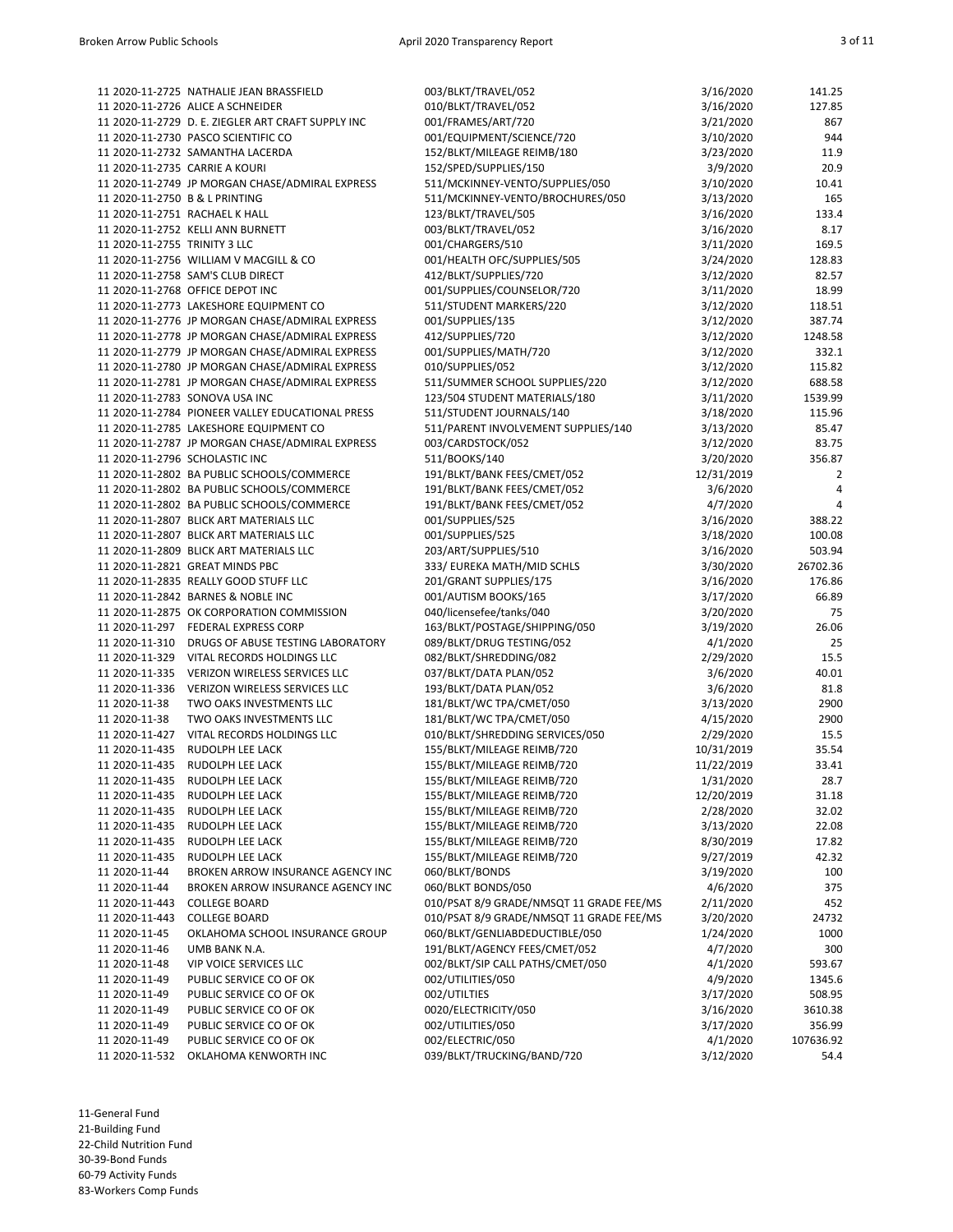| Fund | PO Number | Vendor | Description | Date | Amount |
|---|---|---|---|---|---|
| 11 | 2020-11-2725 | NATHALIE JEAN BRASSFIELD | 003/BLKT/TRAVEL/052 | 3/16/2020 | 141.25 |
| 11 | 2020-11-2726 | ALICE A SCHNEIDER | 010/BLKT/TRAVEL/052 | 3/16/2020 | 127.85 |
| 11 | 2020-11-2729 | D. E. ZIEGLER ART CRAFT SUPPLY INC | 001/FRAMES/ART/720 | 3/21/2020 | 867 |
| 11 | 2020-11-2730 | PASCO SCIENTIFIC CO | 001/EQUIPMENT/SCIENCE/720 | 3/10/2020 | 944 |
| 11 | 2020-11-2732 | SAMANTHA LACERDA | 152/BLKT/MILEAGE REIMB/180 | 3/23/2020 | 11.9 |
| 11 | 2020-11-2735 | CARRIE A KOURI | 152/SPED/SUPPLIES/150 | 3/9/2020 | 20.9 |
| 11 | 2020-11-2749 | JP MORGAN CHASE/ADMIRAL EXPRESS | 511/MCKINNEY-VENTO/SUPPLIES/050 | 3/10/2020 | 10.41 |
| 11 | 2020-11-2750 | B & L PRINTING | 511/MCKINNEY-VENTO/BROCHURES/050 | 3/13/2020 | 165 |
| 11 | 2020-11-2751 | RACHAEL K HALL | 123/BLKT/TRAVEL/505 | 3/16/2020 | 133.4 |
| 11 | 2020-11-2752 | KELLI ANN BURNETT | 003/BLKT/TRAVEL/052 | 3/16/2020 | 8.17 |
| 11 | 2020-11-2755 | TRINITY 3 LLC | 001/CHARGERS/510 | 3/11/2020 | 169.5 |
| 11 | 2020-11-2756 | WILLIAM V MACGILL & CO | 001/HEALTH OFC/SUPPLIES/505 | 3/24/2020 | 128.83 |
| 11 | 2020-11-2758 | SAM'S CLUB DIRECT | 412/BLKT/SUPPLIES/720 | 3/12/2020 | 82.57 |
| 11 | 2020-11-2768 | OFFICE DEPOT INC | 001/SUPPLIES/COUNSELOR/720 | 3/11/2020 | 18.99 |
| 11 | 2020-11-2773 | LAKESHORE EQUIPMENT CO | 511/STUDENT MARKERS/220 | 3/12/2020 | 118.51 |
| 11 | 2020-11-2776 | JP MORGAN CHASE/ADMIRAL EXPRESS | 001/SUPPLIES/135 | 3/12/2020 | 387.74 |
| 11 | 2020-11-2778 | JP MORGAN CHASE/ADMIRAL EXPRESS | 412/SUPPLIES/720 | 3/12/2020 | 1248.58 |
| 11 | 2020-11-2779 | JP MORGAN CHASE/ADMIRAL EXPRESS | 001/SUPPLIES/MATH/720 | 3/12/2020 | 332.1 |
| 11 | 2020-11-2780 | JP MORGAN CHASE/ADMIRAL EXPRESS | 010/SUPPLIES/052 | 3/12/2020 | 115.82 |
| 11 | 2020-11-2781 | JP MORGAN CHASE/ADMIRAL EXPRESS | 511/SUMMER SCHOOL SUPPLIES/220 | 3/12/2020 | 688.58 |
| 11 | 2020-11-2783 | SONOVA USA INC | 123/504 STUDENT MATERIALS/180 | 3/11/2020 | 1539.99 |
| 11 | 2020-11-2784 | PIONEER VALLEY EDUCATIONAL PRESS | 511/STUDENT JOURNALS/140 | 3/18/2020 | 115.96 |
| 11 | 2020-11-2785 | LAKESHORE EQUIPMENT CO | 511/PARENT INVOLVEMENT SUPPLIES/140 | 3/13/2020 | 85.47 |
| 11 | 2020-11-2787 | JP MORGAN CHASE/ADMIRAL EXPRESS | 003/CARDSTOCK/052 | 3/12/2020 | 83.75 |
| 11 | 2020-11-2796 | SCHOLASTIC INC | 511/BOOKS/140 | 3/20/2020 | 356.87 |
| 11 | 2020-11-2802 | BA PUBLIC SCHOOLS/COMMERCE | 191/BLKT/BANK FEES/CMET/052 | 12/31/2019 | 2 |
| 11 | 2020-11-2802 | BA PUBLIC SCHOOLS/COMMERCE | 191/BLKT/BANK FEES/CMET/052 | 3/6/2020 | 4 |
| 11 | 2020-11-2802 | BA PUBLIC SCHOOLS/COMMERCE | 191/BLKT/BANK FEES/CMET/052 | 4/7/2020 | 4 |
| 11 | 2020-11-2807 | BLICK ART MATERIALS LLC | 001/SUPPLIES/525 | 3/16/2020 | 388.22 |
| 11 | 2020-11-2807 | BLICK ART MATERIALS LLC | 001/SUPPLIES/525 | 3/18/2020 | 100.08 |
| 11 | 2020-11-2809 | BLICK ART MATERIALS LLC | 203/ART/SUPPLIES/510 | 3/16/2020 | 503.94 |
| 11 | 2020-11-2821 | GREAT MINDS PBC | 333/ EUREKA MATH/MID SCHLS | 3/30/2020 | 26702.36 |
| 11 | 2020-11-2835 | REALLY GOOD STUFF LLC | 201/GRANT SUPPLIES/175 | 3/16/2020 | 176.86 |
| 11 | 2020-11-2842 | BARNES & NOBLE INC | 001/AUTISM BOOKS/165 | 3/17/2020 | 66.89 |
| 11 | 2020-11-2875 | OK CORPORATION COMMISSION | 040/licensefee/tanks/040 | 3/20/2020 | 75 |
| 11 | 2020-11-297 | FEDERAL EXPRESS CORP | 163/BLKT/POSTAGE/SHIPPING/050 | 3/19/2020 | 26.06 |
| 11 | 2020-11-310 | DRUGS OF ABUSE TESTING LABORATORY | 089/BLKT/DRUG TESTING/052 | 4/1/2020 | 25 |
| 11 | 2020-11-329 | VITAL RECORDS HOLDINGS LLC | 082/BLKT/SHREDDING/082 | 2/29/2020 | 15.5 |
| 11 | 2020-11-335 | VERIZON WIRELESS SERVICES LLC | 037/BLKT/DATA PLAN/052 | 3/6/2020 | 40.01 |
| 11 | 2020-11-336 | VERIZON WIRELESS SERVICES LLC | 193/BLKT/DATA PLAN/052 | 3/6/2020 | 81.8 |
| 11 | 2020-11-38 | TWO OAKS INVESTMENTS LLC | 181/BLKT/WC TPA/CMET/050 | 3/13/2020 | 2900 |
| 11 | 2020-11-38 | TWO OAKS INVESTMENTS LLC | 181/BLKT/WC TPA/CMET/050 | 4/15/2020 | 2900 |
| 11 | 2020-11-427 | VITAL RECORDS HOLDINGS LLC | 010/BLKT/SHREDDING SERVICES/050 | 2/29/2020 | 15.5 |
| 11 | 2020-11-435 | RUDOLPH LEE LACK | 155/BLKT/MILEAGE REIMB/720 | 10/31/2019 | 35.54 |
| 11 | 2020-11-435 | RUDOLPH LEE LACK | 155/BLKT/MILEAGE REIMB/720 | 11/22/2019 | 33.41 |
| 11 | 2020-11-435 | RUDOLPH LEE LACK | 155/BLKT/MILEAGE REIMB/720 | 1/31/2020 | 28.7 |
| 11 | 2020-11-435 | RUDOLPH LEE LACK | 155/BLKT/MILEAGE REIMB/720 | 12/20/2019 | 31.18 |
| 11 | 2020-11-435 | RUDOLPH LEE LACK | 155/BLKT/MILEAGE REIMB/720 | 2/28/2020 | 32.02 |
| 11 | 2020-11-435 | RUDOLPH LEE LACK | 155/BLKT/MILEAGE REIMB/720 | 3/13/2020 | 22.08 |
| 11 | 2020-11-435 | RUDOLPH LEE LACK | 155/BLKT/MILEAGE REIMB/720 | 8/30/2019 | 17.82 |
| 11 | 2020-11-435 | RUDOLPH LEE LACK | 155/BLKT/MILEAGE REIMB/720 | 9/27/2019 | 42.32 |
| 11 | 2020-11-44 | BROKEN ARROW INSURANCE AGENCY INC | 060/BLKT/BONDS | 3/19/2020 | 100 |
| 11 | 2020-11-44 | BROKEN ARROW INSURANCE AGENCY INC | 060/BLKT BONDS/050 | 4/6/2020 | 375 |
| 11 | 2020-11-443 | COLLEGE BOARD | 010/PSAT 8/9 GRADE/NMSQT 11 GRADE FEE/MS | 2/11/2020 | 452 |
| 11 | 2020-11-443 | COLLEGE BOARD | 010/PSAT 8/9 GRADE/NMSQT 11 GRADE FEE/MS | 3/20/2020 | 24732 |
| 11 | 2020-11-45 | OKLAHOMA SCHOOL INSURANCE GROUP | 060/BLKT/GENLIABDEDUCTIBLE/050 | 1/24/2020 | 1000 |
| 11 | 2020-11-46 | UMB BANK N.A. | 191/BLKT/AGENCY FEES/CMET/052 | 4/7/2020 | 300 |
| 11 | 2020-11-48 | VIP VOICE SERVICES LLC | 002/BLKT/SIP CALL PATHS/CMET/050 | 4/1/2020 | 593.67 |
| 11 | 2020-11-49 | PUBLIC SERVICE CO OF OK | 002/UTILITIES/050 | 4/9/2020 | 1345.6 |
| 11 | 2020-11-49 | PUBLIC SERVICE CO OF OK | 002/UTILTIES | 3/17/2020 | 508.95 |
| 11 | 2020-11-49 | PUBLIC SERVICE CO OF OK | 0020/ELECTRICITY/050 | 3/16/2020 | 3610.38 |
| 11 | 2020-11-49 | PUBLIC SERVICE CO OF OK | 002/UTILITIES/050 | 3/17/2020 | 356.99 |
| 11 | 2020-11-49 | PUBLIC SERVICE CO OF OK | 002/ELECTRIC/050 | 4/1/2020 | 107636.92 |
| 11 | 2020-11-532 | OKLAHOMA KENWORTH INC | 039/BLKT/TRUCKING/BAND/720 | 3/12/2020 | 54.4 |

11-General Fund
21-Building Fund
22-Child Nutrition Fund
30-39-Bond Funds
60-79 Activity Funds
83-Workers Comp Funds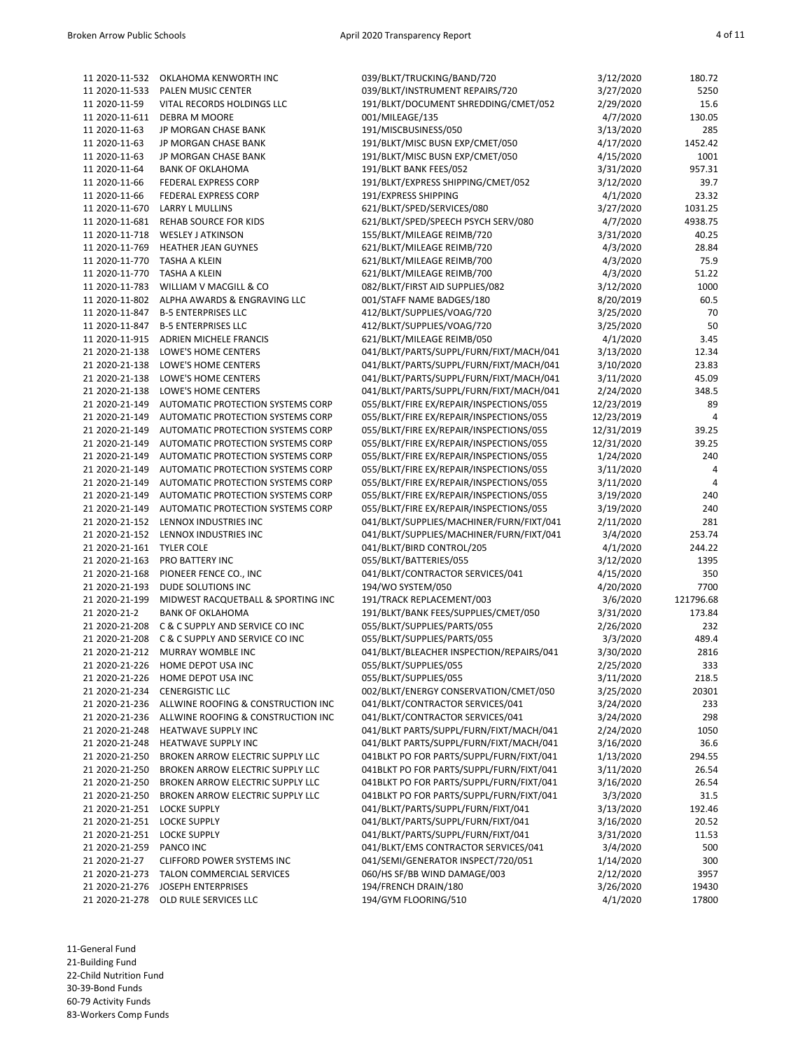| | | | | |
|---|---|---|---|---|
| 11 2020-11-532 | OKLAHOMA KENWORTH INC | 039/BLKT/TRUCKING/BAND/720 | 3/12/2020 | 180.72 |
| 11 2020-11-533 | PALEN MUSIC CENTER | 039/BLKT/INSTRUMENT REPAIRS/720 | 3/27/2020 | 5250 |
| 11 2020-11-59 | VITAL RECORDS HOLDINGS LLC | 191/BLKT/DOCUMENT SHREDDING/CMET/052 | 2/29/2020 | 15.6 |
| 11 2020-11-611 | DEBRA M MOORE | 001/MILEAGE/135 | 4/7/2020 | 130.05 |
| 11 2020-11-63 | JP MORGAN CHASE BANK | 191/MISCBUSINESS/050 | 3/13/2020 | 285 |
| 11 2020-11-63 | JP MORGAN CHASE BANK | 191/BLKT/MISC BUSN EXP/CMET/050 | 4/17/2020 | 1452.42 |
| 11 2020-11-63 | JP MORGAN CHASE BANK | 191/BLKT/MISC BUSN EXP/CMET/050 | 4/15/2020 | 1001 |
| 11 2020-11-64 | BANK OF OKLAHOMA | 191/BLKT BANK FEES/052 | 3/31/2020 | 957.31 |
| 11 2020-11-66 | FEDERAL EXPRESS CORP | 191/BLKT/EXPRESS SHIPPING/CMET/052 | 3/12/2020 | 39.7 |
| 11 2020-11-66 | FEDERAL EXPRESS CORP | 191/EXPRESS SHIPPING | 4/1/2020 | 23.32 |
| 11 2020-11-670 | LARRY L MULLINS | 621/BLKT/SPED/SERVICES/080 | 3/27/2020 | 1031.25 |
| 11 2020-11-681 | REHAB SOURCE FOR KIDS | 621/BLKT/SPED/SPEECH PSYCH SERV/080 | 4/7/2020 | 4938.75 |
| 11 2020-11-718 | WESLEY J ATKINSON | 155/BLKT/MILEAGE REIMB/720 | 3/31/2020 | 40.25 |
| 11 2020-11-769 | HEATHER JEAN GUYNES | 621/BLKT/MILEAGE REIMB/720 | 4/3/2020 | 28.84 |
| 11 2020-11-770 | TASHA A KLEIN | 621/BLKT/MILEAGE REIMB/700 | 4/3/2020 | 75.9 |
| 11 2020-11-770 | TASHA A KLEIN | 621/BLKT/MILEAGE REIMB/700 | 4/3/2020 | 51.22 |
| 11 2020-11-783 | WILLIAM V MACGILL & CO | 082/BLKT/FIRST AID SUPPLIES/082 | 3/12/2020 | 1000 |
| 11 2020-11-802 | ALPHA AWARDS & ENGRAVING LLC | 001/STAFF NAME BADGES/180 | 8/20/2019 | 60.5 |
| 11 2020-11-847 | B-5 ENTERPRISES LLC | 412/BLKT/SUPPLIES/VOAG/720 | 3/25/2020 | 70 |
| 11 2020-11-847 | B-5 ENTERPRISES LLC | 412/BLKT/SUPPLIES/VOAG/720 | 3/25/2020 | 50 |
| 11 2020-11-915 | ADRIEN MICHELE FRANCIS | 621/BLKT/MILEAGE REIMB/050 | 4/1/2020 | 3.45 |
| 21 2020-21-138 | LOWE'S HOME CENTERS | 041/BLKT/PARTS/SUPPL/FURN/FIXT/MACH/041 | 3/13/2020 | 12.34 |
| 21 2020-21-138 | LOWE'S HOME CENTERS | 041/BLKT/PARTS/SUPPL/FURN/FIXT/MACH/041 | 3/10/2020 | 23.83 |
| 21 2020-21-138 | LOWE'S HOME CENTERS | 041/BLKT/PARTS/SUPPL/FURN/FIXT/MACH/041 | 3/11/2020 | 45.09 |
| 21 2020-21-138 | LOWE'S HOME CENTERS | 041/BLKT/PARTS/SUPPL/FURN/FIXT/MACH/041 | 2/24/2020 | 348.5 |
| 21 2020-21-149 | AUTOMATIC PROTECTION SYSTEMS CORP | 055/BLKT/FIRE EX/REPAIR/INSPECTIONS/055 | 12/23/2019 | 89 |
| 21 2020-21-149 | AUTOMATIC PROTECTION SYSTEMS CORP | 055/BLKT/FIRE EX/REPAIR/INSPECTIONS/055 | 12/23/2019 | 4 |
| 21 2020-21-149 | AUTOMATIC PROTECTION SYSTEMS CORP | 055/BLKT/FIRE EX/REPAIR/INSPECTIONS/055 | 12/31/2019 | 39.25 |
| 21 2020-21-149 | AUTOMATIC PROTECTION SYSTEMS CORP | 055/BLKT/FIRE EX/REPAIR/INSPECTIONS/055 | 12/31/2020 | 39.25 |
| 21 2020-21-149 | AUTOMATIC PROTECTION SYSTEMS CORP | 055/BLKT/FIRE EX/REPAIR/INSPECTIONS/055 | 1/24/2020 | 240 |
| 21 2020-21-149 | AUTOMATIC PROTECTION SYSTEMS CORP | 055/BLKT/FIRE EX/REPAIR/INSPECTIONS/055 | 3/11/2020 | 4 |
| 21 2020-21-149 | AUTOMATIC PROTECTION SYSTEMS CORP | 055/BLKT/FIRE EX/REPAIR/INSPECTIONS/055 | 3/11/2020 | 4 |
| 21 2020-21-149 | AUTOMATIC PROTECTION SYSTEMS CORP | 055/BLKT/FIRE EX/REPAIR/INSPECTIONS/055 | 3/19/2020 | 240 |
| 21 2020-21-149 | AUTOMATIC PROTECTION SYSTEMS CORP | 055/BLKT/FIRE EX/REPAIR/INSPECTIONS/055 | 3/19/2020 | 240 |
| 21 2020-21-152 | LENNOX INDUSTRIES INC | 041/BLKT/SUPPLIES/MACHINER/FURN/FIXT/041 | 2/11/2020 | 281 |
| 21 2020-21-152 | LENNOX INDUSTRIES INC | 041/BLKT/SUPPLIES/MACHINER/FURN/FIXT/041 | 3/4/2020 | 253.74 |
| 21 2020-21-161 | TYLER COLE | 041/BLKT/BIRD CONTROL/205 | 4/1/2020 | 244.22 |
| 21 2020-21-163 | PRO BATTERY INC | 055/BLKT/BATTERIES/055 | 3/12/2020 | 1395 |
| 21 2020-21-168 | PIONEER FENCE CO., INC | 041/BLKT/CONTRACTOR SERVICES/041 | 4/15/2020 | 350 |
| 21 2020-21-193 | DUDE SOLUTIONS INC | 194/WO SYSTEM/050 | 4/20/2020 | 7700 |
| 21 2020-21-199 | MIDWEST RACQUETBALL & SPORTING INC | 191/TRACK REPLACEMENT/003 | 3/6/2020 | 121796.68 |
| 21 2020-21-2 | BANK OF OKLAHOMA | 191/BLKT/BANK FEES/SUPPLIES/CMET/050 | 3/31/2020 | 173.84 |
| 21 2020-21-208 | C & C SUPPLY AND SERVICE CO INC | 055/BLKT/SUPPLIES/PARTS/055 | 2/26/2020 | 232 |
| 21 2020-21-208 | C & C SUPPLY AND SERVICE CO INC | 055/BLKT/SUPPLIES/PARTS/055 | 3/3/2020 | 489.4 |
| 21 2020-21-212 | MURRAY WOMBLE INC | 041/BLKT/BLEACHER INSPECTION/REPAIRS/041 | 3/30/2020 | 2816 |
| 21 2020-21-226 | HOME DEPOT USA INC | 055/BLKT/SUPPLIES/055 | 2/25/2020 | 333 |
| 21 2020-21-226 | HOME DEPOT USA INC | 055/BLKT/SUPPLIES/055 | 3/11/2020 | 218.5 |
| 21 2020-21-234 | CENERGISTIC LLC | 002/BLKT/ENERGY CONSERVATION/CMET/050 | 3/25/2020 | 20301 |
| 21 2020-21-236 | ALLWINE ROOFING & CONSTRUCTION INC | 041/BLKT/CONTRACTOR SERVICES/041 | 3/24/2020 | 233 |
| 21 2020-21-236 | ALLWINE ROOFING & CONSTRUCTION INC | 041/BLKT/CONTRACTOR SERVICES/041 | 3/24/2020 | 298 |
| 21 2020-21-248 | HEATWAVE SUPPLY INC | 041/BLKT PARTS/SUPPL/FURN/FIXT/MACH/041 | 2/24/2020 | 1050 |
| 21 2020-21-248 | HEATWAVE SUPPLY INC | 041/BLKT PARTS/SUPPL/FURN/FIXT/MACH/041 | 3/16/2020 | 36.6 |
| 21 2020-21-250 | BROKEN ARROW ELECTRIC SUPPLY LLC | 041BLKT PO FOR PARTS/SUPPL/FURN/FIXT/041 | 1/13/2020 | 294.55 |
| 21 2020-21-250 | BROKEN ARROW ELECTRIC SUPPLY LLC | 041BLKT PO FOR PARTS/SUPPL/FURN/FIXT/041 | 3/11/2020 | 26.54 |
| 21 2020-21-250 | BROKEN ARROW ELECTRIC SUPPLY LLC | 041BLKT PO FOR PARTS/SUPPL/FURN/FIXT/041 | 3/16/2020 | 26.54 |
| 21 2020-21-250 | BROKEN ARROW ELECTRIC SUPPLY LLC | 041BLKT PO FOR PARTS/SUPPL/FURN/FIXT/041 | 3/3/2020 | 31.5 |
| 21 2020-21-251 | LOCKE SUPPLY | 041/BLKT/PARTS/SUPPL/FURN/FIXT/041 | 3/13/2020 | 192.46 |
| 21 2020-21-251 | LOCKE SUPPLY | 041/BLKT/PARTS/SUPPL/FURN/FIXT/041 | 3/16/2020 | 20.52 |
| 21 2020-21-251 | LOCKE SUPPLY | 041/BLKT/PARTS/SUPPL/FURN/FIXT/041 | 3/31/2020 | 11.53 |
| 21 2020-21-259 | PANCO INC | 041/BLKT/EMS CONTRACTOR SERVICES/041 | 3/4/2020 | 500 |
| 21 2020-21-27 | CLIFFORD POWER SYSTEMS INC | 041/SEMI/GENERATOR INSPECT/720/051 | 1/14/2020 | 300 |
| 21 2020-21-273 | TALON COMMERCIAL SERVICES | 060/HS SF/BB WIND DAMAGE/003 | 2/12/2020 | 3957 |
| 21 2020-21-276 | JOSEPH ENTERPRISES | 194/FRENCH DRAIN/180 | 3/26/2020 | 19430 |
| 21 2020-21-278 | OLD RULE SERVICES LLC | 194/GYM FLOORING/510 | 4/1/2020 | 17800 |

11-General Fund
21-Building Fund
22-Child Nutrition Fund
30-39-Bond Funds
60-79 Activity Funds
83-Workers Comp Funds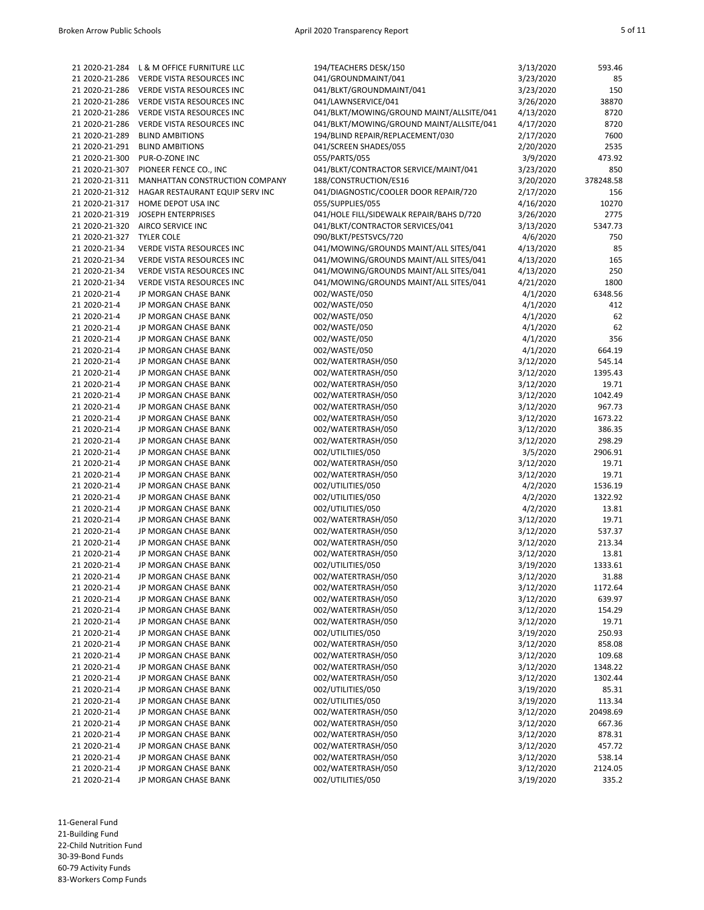| | | | | |
|---|---|---|---|---|
| 21 2020-21-284 | L & M OFFICE FURNITURE LLC | 194/TEACHERS DESK/150 | 3/13/2020 | 593.46 |
| 21 2020-21-286 | VERDE VISTA RESOURCES INC | 041/GROUNDMAINT/041 | 3/23/2020 | 85 |
| 21 2020-21-286 | VERDE VISTA RESOURCES INC | 041/BLKT/GROUNDMAINT/041 | 3/23/2020 | 150 |
| 21 2020-21-286 | VERDE VISTA RESOURCES INC | 041/LAWNSERVICE/041 | 3/26/2020 | 38870 |
| 21 2020-21-286 | VERDE VISTA RESOURCES INC | 041/BLKT/MOWING/GROUND MAINT/ALLSITE/041 | 4/13/2020 | 8720 |
| 21 2020-21-286 | VERDE VISTA RESOURCES INC | 041/BLKT/MOWING/GROUND MAINT/ALLSITE/041 | 4/17/2020 | 8720 |
| 21 2020-21-289 | BLIND AMBITIONS | 194/BLIND REPAIR/REPLACEMENT/030 | 2/17/2020 | 7600 |
| 21 2020-21-291 | BLIND AMBITIONS | 041/SCREEN SHADES/055 | 2/20/2020 | 2535 |
| 21 2020-21-300 | PUR-O-ZONE INC | 055/PARTS/055 | 3/9/2020 | 473.92 |
| 21 2020-21-307 | PIONEER FENCE CO., INC | 041/BLKT/CONTRACTOR SERVICE/MAINT/041 | 3/23/2020 | 850 |
| 21 2020-21-311 | MANHATTAN CONSTRUCTION COMPANY | 188/CONSTRUCTION/ES16 | 3/20/2020 | 378248.58 |
| 21 2020-21-312 | HAGAR RESTAURANT EQUIP SERV INC | 041/DIAGNOSTIC/COOLER DOOR REPAIR/720 | 2/17/2020 | 156 |
| 21 2020-21-317 | HOME DEPOT USA INC | 055/SUPPLIES/055 | 4/16/2020 | 10270 |
| 21 2020-21-319 | JOSEPH ENTERPRISES | 041/HOLE FILL/SIDEWALK REPAIR/BAHS D/720 | 3/26/2020 | 2775 |
| 21 2020-21-320 | AIRCO SERVICE INC | 041/BLKT/CONTRACTOR SERVICES/041 | 3/13/2020 | 5347.73 |
| 21 2020-21-327 | TYLER COLE | 090/BLKT/PESTSVCS/720 | 4/6/2020 | 750 |
| 21 2020-21-34 | VERDE VISTA RESOURCES INC | 041/MOWING/GROUNDS MAINT/ALL SITES/041 | 4/13/2020 | 85 |
| 21 2020-21-34 | VERDE VISTA RESOURCES INC | 041/MOWING/GROUNDS MAINT/ALL SITES/041 | 4/13/2020 | 165 |
| 21 2020-21-34 | VERDE VISTA RESOURCES INC | 041/MOWING/GROUNDS MAINT/ALL SITES/041 | 4/13/2020 | 250 |
| 21 2020-21-34 | VERDE VISTA RESOURCES INC | 041/MOWING/GROUNDS MAINT/ALL SITES/041 | 4/21/2020 | 1800 |
| 21 2020-21-4 | JP MORGAN CHASE BANK | 002/WASTE/050 | 4/1/2020 | 6348.56 |
| 21 2020-21-4 | JP MORGAN CHASE BANK | 002/WASTE/050 | 4/1/2020 | 412 |
| 21 2020-21-4 | JP MORGAN CHASE BANK | 002/WASTE/050 | 4/1/2020 | 62 |
| 21 2020-21-4 | JP MORGAN CHASE BANK | 002/WASTE/050 | 4/1/2020 | 62 |
| 21 2020-21-4 | JP MORGAN CHASE BANK | 002/WASTE/050 | 4/1/2020 | 356 |
| 21 2020-21-4 | JP MORGAN CHASE BANK | 002/WASTE/050 | 4/1/2020 | 664.19 |
| 21 2020-21-4 | JP MORGAN CHASE BANK | 002/WATERTRASH/050 | 3/12/2020 | 545.14 |
| 21 2020-21-4 | JP MORGAN CHASE BANK | 002/WATERTRASH/050 | 3/12/2020 | 1395.43 |
| 21 2020-21-4 | JP MORGAN CHASE BANK | 002/WATERTRASH/050 | 3/12/2020 | 19.71 |
| 21 2020-21-4 | JP MORGAN CHASE BANK | 002/WATERTRASH/050 | 3/12/2020 | 1042.49 |
| 21 2020-21-4 | JP MORGAN CHASE BANK | 002/WATERTRASH/050 | 3/12/2020 | 967.73 |
| 21 2020-21-4 | JP MORGAN CHASE BANK | 002/WATERTRASH/050 | 3/12/2020 | 1673.22 |
| 21 2020-21-4 | JP MORGAN CHASE BANK | 002/WATERTRASH/050 | 3/12/2020 | 386.35 |
| 21 2020-21-4 | JP MORGAN CHASE BANK | 002/WATERTRASH/050 | 3/12/2020 | 298.29 |
| 21 2020-21-4 | JP MORGAN CHASE BANK | 002/UTILTIIES/050 | 3/5/2020 | 2906.91 |
| 21 2020-21-4 | JP MORGAN CHASE BANK | 002/WATERTRASH/050 | 3/12/2020 | 19.71 |
| 21 2020-21-4 | JP MORGAN CHASE BANK | 002/WATERTRASH/050 | 3/12/2020 | 19.71 |
| 21 2020-21-4 | JP MORGAN CHASE BANK | 002/UTILITIES/050 | 4/2/2020 | 1536.19 |
| 21 2020-21-4 | JP MORGAN CHASE BANK | 002/UTILITIES/050 | 4/2/2020 | 1322.92 |
| 21 2020-21-4 | JP MORGAN CHASE BANK | 002/UTILITIES/050 | 4/2/2020 | 13.81 |
| 21 2020-21-4 | JP MORGAN CHASE BANK | 002/WATERTRASH/050 | 3/12/2020 | 19.71 |
| 21 2020-21-4 | JP MORGAN CHASE BANK | 002/WATERTRASH/050 | 3/12/2020 | 537.37 |
| 21 2020-21-4 | JP MORGAN CHASE BANK | 002/WATERTRASH/050 | 3/12/2020 | 213.34 |
| 21 2020-21-4 | JP MORGAN CHASE BANK | 002/WATERTRASH/050 | 3/12/2020 | 13.81 |
| 21 2020-21-4 | JP MORGAN CHASE BANK | 002/UTILITIES/050 | 3/19/2020 | 1333.61 |
| 21 2020-21-4 | JP MORGAN CHASE BANK | 002/WATERTRASH/050 | 3/12/2020 | 31.88 |
| 21 2020-21-4 | JP MORGAN CHASE BANK | 002/WATERTRASH/050 | 3/12/2020 | 1172.64 |
| 21 2020-21-4 | JP MORGAN CHASE BANK | 002/WATERTRASH/050 | 3/12/2020 | 639.97 |
| 21 2020-21-4 | JP MORGAN CHASE BANK | 002/WATERTRASH/050 | 3/12/2020 | 154.29 |
| 21 2020-21-4 | JP MORGAN CHASE BANK | 002/WATERTRASH/050 | 3/12/2020 | 19.71 |
| 21 2020-21-4 | JP MORGAN CHASE BANK | 002/UTILITIES/050 | 3/19/2020 | 250.93 |
| 21 2020-21-4 | JP MORGAN CHASE BANK | 002/WATERTRASH/050 | 3/12/2020 | 858.08 |
| 21 2020-21-4 | JP MORGAN CHASE BANK | 002/WATERTRASH/050 | 3/12/2020 | 109.68 |
| 21 2020-21-4 | JP MORGAN CHASE BANK | 002/WATERTRASH/050 | 3/12/2020 | 1348.22 |
| 21 2020-21-4 | JP MORGAN CHASE BANK | 002/WATERTRASH/050 | 3/12/2020 | 1302.44 |
| 21 2020-21-4 | JP MORGAN CHASE BANK | 002/UTILITIES/050 | 3/19/2020 | 85.31 |
| 21 2020-21-4 | JP MORGAN CHASE BANK | 002/UTILITIES/050 | 3/19/2020 | 113.34 |
| 21 2020-21-4 | JP MORGAN CHASE BANK | 002/WATERTRASH/050 | 3/12/2020 | 20498.69 |
| 21 2020-21-4 | JP MORGAN CHASE BANK | 002/WATERTRASH/050 | 3/12/2020 | 667.36 |
| 21 2020-21-4 | JP MORGAN CHASE BANK | 002/WATERTRASH/050 | 3/12/2020 | 878.31 |
| 21 2020-21-4 | JP MORGAN CHASE BANK | 002/WATERTRASH/050 | 3/12/2020 | 457.72 |
| 21 2020-21-4 | JP MORGAN CHASE BANK | 002/WATERTRASH/050 | 3/12/2020 | 538.14 |
| 21 2020-21-4 | JP MORGAN CHASE BANK | 002/WATERTRASH/050 | 3/12/2020 | 2124.05 |
| 21 2020-21-4 | JP MORGAN CHASE BANK | 002/UTILITIES/050 | 3/19/2020 | 335.2 |

11-General Fund
21-Building Fund
22-Child Nutrition Fund
30-39-Bond Funds
60-79 Activity Funds
83-Workers Comp Funds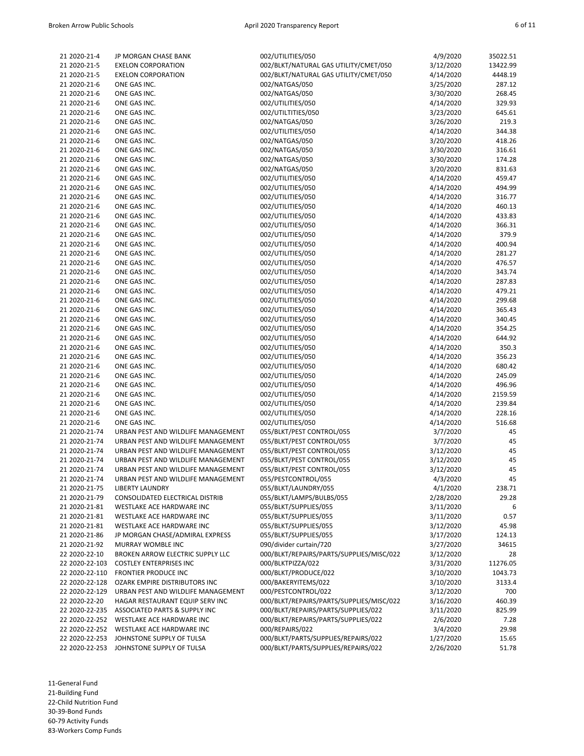| | | | | |
|---|---|---|---|---|
| 21 2020-21-4 | JP MORGAN CHASE BANK | 002/UTILITIES/050 | 4/9/2020 | 35022.51 |
| 21 2020-21-5 | EXELON CORPORATION | 002/BLKT/NATURAL GAS UTILITY/CMET/050 | 3/12/2020 | 13422.99 |
| 21 2020-21-5 | EXELON CORPORATION | 002/BLKT/NATURAL GAS UTILITY/CMET/050 | 4/14/2020 | 4448.19 |
| 21 2020-21-6 | ONE GAS INC. | 002/NATGAS/050 | 3/25/2020 | 287.12 |
| 21 2020-21-6 | ONE GAS INC. | 002/NATGAS/050 | 3/30/2020 | 268.45 |
| 21 2020-21-6 | ONE GAS INC. | 002/UTILITIES/050 | 4/14/2020 | 329.93 |
| 21 2020-21-6 | ONE GAS INC. | 002/UTILTITIES/050 | 3/23/2020 | 645.61 |
| 21 2020-21-6 | ONE GAS INC. | 002/NATGAS/050 | 3/26/2020 | 219.3 |
| 21 2020-21-6 | ONE GAS INC. | 002/UTILITIES/050 | 4/14/2020 | 344.38 |
| 21 2020-21-6 | ONE GAS INC. | 002/NATGAS/050 | 3/20/2020 | 418.26 |
| 21 2020-21-6 | ONE GAS INC. | 002/NATGAS/050 | 3/30/2020 | 316.61 |
| 21 2020-21-6 | ONE GAS INC. | 002/NATGAS/050 | 3/30/2020 | 174.28 |
| 21 2020-21-6 | ONE GAS INC. | 002/NATGAS/050 | 3/20/2020 | 831.63 |
| 21 2020-21-6 | ONE GAS INC. | 002/UTILITIES/050 | 4/14/2020 | 459.47 |
| 21 2020-21-6 | ONE GAS INC. | 002/UTILITIES/050 | 4/14/2020 | 494.99 |
| 21 2020-21-6 | ONE GAS INC. | 002/UTILITIES/050 | 4/14/2020 | 316.77 |
| 21 2020-21-6 | ONE GAS INC. | 002/UTILITIES/050 | 4/14/2020 | 460.13 |
| 21 2020-21-6 | ONE GAS INC. | 002/UTILITIES/050 | 4/14/2020 | 433.83 |
| 21 2020-21-6 | ONE GAS INC. | 002/UTILITIES/050 | 4/14/2020 | 366.31 |
| 21 2020-21-6 | ONE GAS INC. | 002/UTILITIES/050 | 4/14/2020 | 379.9 |
| 21 2020-21-6 | ONE GAS INC. | 002/UTILITIES/050 | 4/14/2020 | 400.94 |
| 21 2020-21-6 | ONE GAS INC. | 002/UTILITIES/050 | 4/14/2020 | 281.27 |
| 21 2020-21-6 | ONE GAS INC. | 002/UTILITIES/050 | 4/14/2020 | 476.57 |
| 21 2020-21-6 | ONE GAS INC. | 002/UTILITIES/050 | 4/14/2020 | 343.74 |
| 21 2020-21-6 | ONE GAS INC. | 002/UTILITIES/050 | 4/14/2020 | 287.83 |
| 21 2020-21-6 | ONE GAS INC. | 002/UTILITIES/050 | 4/14/2020 | 479.21 |
| 21 2020-21-6 | ONE GAS INC. | 002/UTILITIES/050 | 4/14/2020 | 299.68 |
| 21 2020-21-6 | ONE GAS INC. | 002/UTILITIES/050 | 4/14/2020 | 365.43 |
| 21 2020-21-6 | ONE GAS INC. | 002/UTILITIES/050 | 4/14/2020 | 340.45 |
| 21 2020-21-6 | ONE GAS INC. | 002/UTILITIES/050 | 4/14/2020 | 354.25 |
| 21 2020-21-6 | ONE GAS INC. | 002/UTILITIES/050 | 4/14/2020 | 644.92 |
| 21 2020-21-6 | ONE GAS INC. | 002/UTILITIES/050 | 4/14/2020 | 350.3 |
| 21 2020-21-6 | ONE GAS INC. | 002/UTILITIES/050 | 4/14/2020 | 356.23 |
| 21 2020-21-6 | ONE GAS INC. | 002/UTILITIES/050 | 4/14/2020 | 680.42 |
| 21 2020-21-6 | ONE GAS INC. | 002/UTILITIES/050 | 4/14/2020 | 245.09 |
| 21 2020-21-6 | ONE GAS INC. | 002/UTILITIES/050 | 4/14/2020 | 496.96 |
| 21 2020-21-6 | ONE GAS INC. | 002/UTILITIES/050 | 4/14/2020 | 2159.59 |
| 21 2020-21-6 | ONE GAS INC. | 002/UTILITIES/050 | 4/14/2020 | 239.84 |
| 21 2020-21-6 | ONE GAS INC. | 002/UTILITIES/050 | 4/14/2020 | 228.16 |
| 21 2020-21-6 | ONE GAS INC. | 002/UTILITIES/050 | 4/14/2020 | 516.68 |
| 21 2020-21-74 | URBAN PEST AND WILDLIFE MANAGEMENT | 055/BLKT/PEST CONTROL/055 | 3/7/2020 | 45 |
| 21 2020-21-74 | URBAN PEST AND WILDLIFE MANAGEMENT | 055/BLKT/PEST CONTROL/055 | 3/7/2020 | 45 |
| 21 2020-21-74 | URBAN PEST AND WILDLIFE MANAGEMENT | 055/BLKT/PEST CONTROL/055 | 3/12/2020 | 45 |
| 21 2020-21-74 | URBAN PEST AND WILDLIFE MANAGEMENT | 055/BLKT/PEST CONTROL/055 | 3/12/2020 | 45 |
| 21 2020-21-74 | URBAN PEST AND WILDLIFE MANAGEMENT | 055/BLKT/PEST CONTROL/055 | 3/12/2020 | 45 |
| 21 2020-21-74 | URBAN PEST AND WILDLIFE MANAGEMENT | 055/PESTCONTROL/055 | 4/3/2020 | 45 |
| 21 2020-21-75 | LIBERTY LAUNDRY | 055/BLKT/LAUNDRY/055 | 4/1/2020 | 238.71 |
| 21 2020-21-79 | CONSOLIDATED ELECTRICAL DISTRIB | 055/BLKT/LAMPS/BULBS/055 | 2/28/2020 | 29.28 |
| 21 2020-21-81 | WESTLAKE ACE HARDWARE INC | 055/BLKT/SUPPLIES/055 | 3/11/2020 | 6 |
| 21 2020-21-81 | WESTLAKE ACE HARDWARE INC | 055/BLKT/SUPPLIES/055 | 3/11/2020 | 0.57 |
| 21 2020-21-81 | WESTLAKE ACE HARDWARE INC | 055/BLKT/SUPPLIES/055 | 3/12/2020 | 45.98 |
| 21 2020-21-86 | JP MORGAN CHASE/ADMIRAL EXPRESS | 055/BLKT/SUPPLIES/055 | 3/17/2020 | 124.13 |
| 21 2020-21-92 | MURRAY WOMBLE INC | 090/divider curtain/720 | 3/27/2020 | 34615 |
| 22 2020-22-10 | BROKEN ARROW ELECTRIC SUPPLY LLC | 000/BLKT/REPAIRS/PARTS/SUPPLIES/MISC/022 | 3/12/2020 | 28 |
| 22 2020-22-103 | COSTLEY ENTERPRISES INC | 000/BLKTPIZZA/022 | 3/31/2020 | 11276.05 |
| 22 2020-22-110 | FRONTIER PRODUCE INC | 000/BLKT/PRODUCE/022 | 3/10/2020 | 1043.73 |
| 22 2020-22-128 | OZARK EMPIRE DISTRIBUTORS INC | 000/BAKERYITEMS/022 | 3/10/2020 | 3133.4 |
| 22 2020-22-129 | URBAN PEST AND WILDLIFE MANAGEMENT | 000/PESTCONTROL/022 | 3/12/2020 | 700 |
| 22 2020-22-20 | HAGAR RESTAURANT EQUIP SERV INC | 000/BLKT/REPAIRS/PARTS/SUPPLIES/MISC/022 | 3/16/2020 | 460.39 |
| 22 2020-22-235 | ASSOCIATED PARTS & SUPPLY INC | 000/BLKT/REPAIRS/PARTS/SUPPLIES/022 | 3/11/2020 | 825.99 |
| 22 2020-22-252 | WESTLAKE ACE HARDWARE INC | 000/BLKT/REPAIRS/PARTS/SUPPLIES/022 | 2/6/2020 | 7.28 |
| 22 2020-22-252 | WESTLAKE ACE HARDWARE INC | 000/REPAIRS/022 | 3/4/2020 | 29.98 |
| 22 2020-22-253 | JOHNSTONE SUPPLY OF TULSA | 000/BLKT/PARTS/SUPPLIES/REPAIRS/022 | 1/27/2020 | 15.65 |
| 22 2020-22-253 | JOHNSTONE SUPPLY OF TULSA | 000/BLKT/PARTS/SUPPLIES/REPAIRS/022 | 2/26/2020 | 51.78 |

11-General Fund
21-Building Fund
22-Child Nutrition Fund
30-39-Bond Funds
60-79 Activity Funds
83-Workers Comp Funds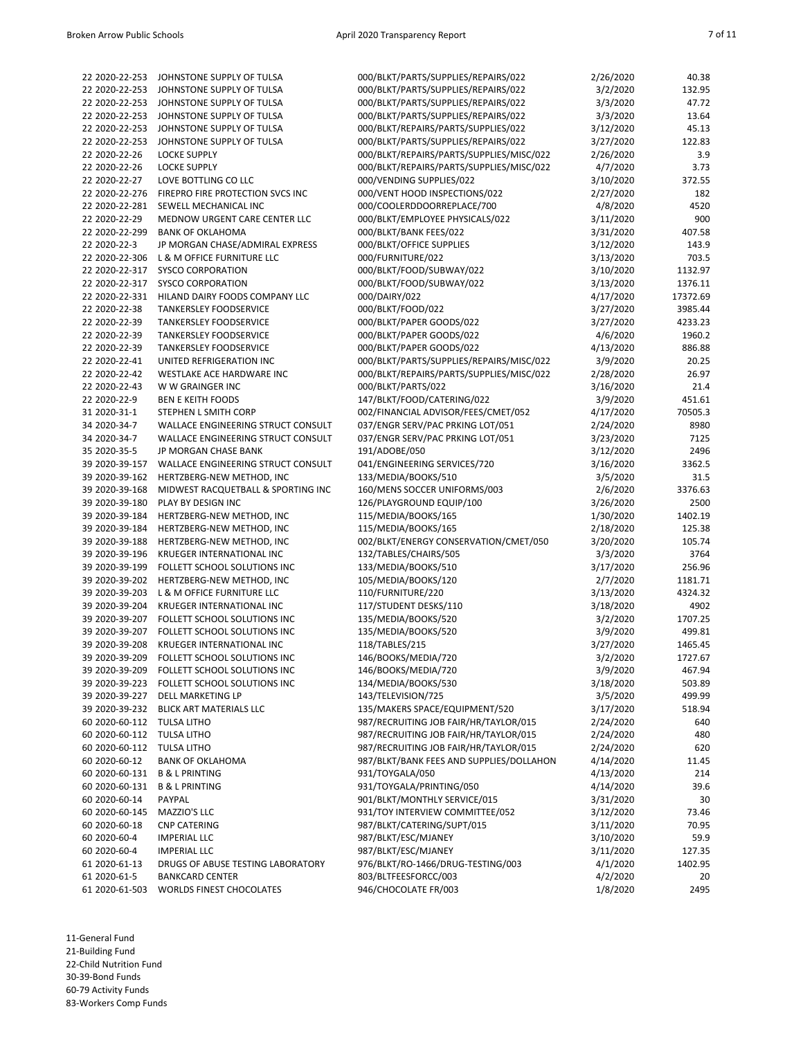| | | | | |
|---|---|---|---|---|
| 22 2020-22-253 | JOHNSTONE SUPPLY OF TULSA | 000/BLKT/PARTS/SUPPLIES/REPAIRS/022 | 2/26/2020 | 40.38 |
| 22 2020-22-253 | JOHNSTONE SUPPLY OF TULSA | 000/BLKT/PARTS/SUPPLIES/REPAIRS/022 | 3/2/2020 | 132.95 |
| 22 2020-22-253 | JOHNSTONE SUPPLY OF TULSA | 000/BLKT/PARTS/SUPPLIES/REPAIRS/022 | 3/3/2020 | 47.72 |
| 22 2020-22-253 | JOHNSTONE SUPPLY OF TULSA | 000/BLKT/PARTS/SUPPLIES/REPAIRS/022 | 3/3/2020 | 13.64 |
| 22 2020-22-253 | JOHNSTONE SUPPLY OF TULSA | 000/BLKT/REPAIRS/PARTS/SUPPLIES/022 | 3/12/2020 | 45.13 |
| 22 2020-22-253 | JOHNSTONE SUPPLY OF TULSA | 000/BLKT/PARTS/SUPPLIES/REPAIRS/022 | 3/27/2020 | 122.83 |
| 22 2020-22-26 | LOCKE SUPPLY | 000/BLKT/REPAIRS/PARTS/SUPPLIES/MISC/022 | 2/26/2020 | 3.9 |
| 22 2020-22-26 | LOCKE SUPPLY | 000/BLKT/REPAIRS/PARTS/SUPPLIES/MISC/022 | 4/7/2020 | 3.73 |
| 22 2020-22-27 | LOVE BOTTLING CO LLC | 000/VENDING SUPPLIES/022 | 3/10/2020 | 372.55 |
| 22 2020-22-276 | FIREPRO FIRE PROTECTION SVCS INC | 000/VENT HOOD INSPECTIONS/022 | 2/27/2020 | 182 |
| 22 2020-22-281 | SEWELL MECHANICAL INC | 000/COOLERDDOORREPLACE/700 | 4/8/2020 | 4520 |
| 22 2020-22-29 | MEDNOW URGENT CARE CENTER LLC | 000/BLKT/EMPLOYEE PHYSICALS/022 | 3/11/2020 | 900 |
| 22 2020-22-299 | BANK OF OKLAHOMA | 000/BLKT/BANK FEES/022 | 3/31/2020 | 407.58 |
| 22 2020-22-3 | JP MORGAN CHASE/ADMIRAL EXPRESS | 000/BLKT/OFFICE SUPPLIES | 3/12/2020 | 143.9 |
| 22 2020-22-306 | L & M OFFICE FURNITURE LLC | 000/FURNITURE/022 | 3/13/2020 | 703.5 |
| 22 2020-22-317 | SYSCO CORPORATION | 000/BLKT/FOOD/SUBWAY/022 | 3/10/2020 | 1132.97 |
| 22 2020-22-317 | SYSCO CORPORATION | 000/BLKT/FOOD/SUBWAY/022 | 3/13/2020 | 1376.11 |
| 22 2020-22-331 | HILAND DAIRY FOODS COMPANY LLC | 000/DAIRY/022 | 4/17/2020 | 17372.69 |
| 22 2020-22-38 | TANKERSLEY FOODSERVICE | 000/BLKT/FOOD/022 | 3/27/2020 | 3985.44 |
| 22 2020-22-39 | TANKERSLEY FOODSERVICE | 000/BLKT/PAPER GOODS/022 | 3/27/2020 | 4233.23 |
| 22 2020-22-39 | TANKERSLEY FOODSERVICE | 000/BLKT/PAPER GOODS/022 | 4/6/2020 | 1960.2 |
| 22 2020-22-39 | TANKERSLEY FOODSERVICE | 000/BLKT/PAPER GOODS/022 | 4/13/2020 | 886.88 |
| 22 2020-22-41 | UNITED REFRIGERATION INC | 000/BLKT/PARTS/SUPPLIES/REPAIRS/MISC/022 | 3/9/2020 | 20.25 |
| 22 2020-22-42 | WESTLAKE ACE HARDWARE INC | 000/BLKT/REPAIRS/PARTS/SUPPLIES/MISC/022 | 2/28/2020 | 26.97 |
| 22 2020-22-43 | W W GRAINGER INC | 000/BLKT/PARTS/022 | 3/16/2020 | 21.4 |
| 22 2020-22-9 | BEN E KEITH FOODS | 147/BLKT/FOOD/CATERING/022 | 3/9/2020 | 451.61 |
| 31 2020-31-1 | STEPHEN L SMITH CORP | 002/FINANCIAL ADVISOR/FEES/CMET/052 | 4/17/2020 | 70505.3 |
| 34 2020-34-7 | WALLACE ENGINEERING STRUCT CONSULT | 037/ENGR SERV/PAC PRKING LOT/051 | 2/24/2020 | 8980 |
| 34 2020-34-7 | WALLACE ENGINEERING STRUCT CONSULT | 037/ENGR SERV/PAC PRKING LOT/051 | 3/23/2020 | 7125 |
| 35 2020-35-5 | JP MORGAN CHASE BANK | 191/ADOBE/050 | 3/12/2020 | 2496 |
| 39 2020-39-157 | WALLACE ENGINEERING STRUCT CONSULT | 041/ENGINEERING SERVICES/720 | 3/16/2020 | 3362.5 |
| 39 2020-39-162 | HERTZBERG-NEW METHOD, INC | 133/MEDIA/BOOKS/510 | 3/5/2020 | 31.5 |
| 39 2020-39-168 | MIDWEST RACQUETBALL & SPORTING INC | 160/MENS SOCCER UNIFORMS/003 | 2/6/2020 | 3376.63 |
| 39 2020-39-180 | PLAY BY DESIGN INC | 126/PLAYGROUND EQUIP/100 | 3/26/2020 | 2500 |
| 39 2020-39-184 | HERTZBERG-NEW METHOD, INC | 115/MEDIA/BOOKS/165 | 1/30/2020 | 1402.19 |
| 39 2020-39-184 | HERTZBERG-NEW METHOD, INC | 115/MEDIA/BOOKS/165 | 2/18/2020 | 125.38 |
| 39 2020-39-188 | HERTZBERG-NEW METHOD, INC | 002/BLKT/ENERGY CONSERVATION/CMET/050 | 3/20/2020 | 105.74 |
| 39 2020-39-196 | KRUEGER INTERNATIONAL INC | 132/TABLES/CHAIRS/505 | 3/3/2020 | 3764 |
| 39 2020-39-199 | FOLLETT SCHOOL SOLUTIONS INC | 133/MEDIA/BOOKS/510 | 3/17/2020 | 256.96 |
| 39 2020-39-202 | HERTZBERG-NEW METHOD, INC | 105/MEDIA/BOOKS/120 | 2/7/2020 | 1181.71 |
| 39 2020-39-203 | L & M OFFICE FURNITURE LLC | 110/FURNITURE/220 | 3/13/2020 | 4324.32 |
| 39 2020-39-204 | KRUEGER INTERNATIONAL INC | 117/STUDENT DESKS/110 | 3/18/2020 | 4902 |
| 39 2020-39-207 | FOLLETT SCHOOL SOLUTIONS INC | 135/MEDIA/BOOKS/520 | 3/2/2020 | 1707.25 |
| 39 2020-39-207 | FOLLETT SCHOOL SOLUTIONS INC | 135/MEDIA/BOOKS/520 | 3/9/2020 | 499.81 |
| 39 2020-39-208 | KRUEGER INTERNATIONAL INC | 118/TABLES/215 | 3/27/2020 | 1465.45 |
| 39 2020-39-209 | FOLLETT SCHOOL SOLUTIONS INC | 146/BOOKS/MEDIA/720 | 3/2/2020 | 1727.67 |
| 39 2020-39-209 | FOLLETT SCHOOL SOLUTIONS INC | 146/BOOKS/MEDIA/720 | 3/9/2020 | 467.94 |
| 39 2020-39-223 | FOLLETT SCHOOL SOLUTIONS INC | 134/MEDIA/BOOKS/530 | 3/18/2020 | 503.89 |
| 39 2020-39-227 | DELL MARKETING LP | 143/TELEVISION/725 | 3/5/2020 | 499.99 |
| 39 2020-39-232 | BLICK ART MATERIALS LLC | 135/MAKERS SPACE/EQUIPMENT/520 | 3/17/2020 | 518.94 |
| 60 2020-60-112 | TULSA LITHO | 987/RECRUITING JOB FAIR/HR/TAYLOR/015 | 2/24/2020 | 640 |
| 60 2020-60-112 | TULSA LITHO | 987/RECRUITING JOB FAIR/HR/TAYLOR/015 | 2/24/2020 | 480 |
| 60 2020-60-112 | TULSA LITHO | 987/RECRUITING JOB FAIR/HR/TAYLOR/015 | 2/24/2020 | 620 |
| 60 2020-60-12 | BANK OF OKLAHOMA | 987/BLKT/BANK FEES AND SUPPLIES/DOLLAHON | 4/14/2020 | 11.45 |
| 60 2020-60-131 | B & L PRINTING | 931/TOYGALA/050 | 4/13/2020 | 214 |
| 60 2020-60-131 | B & L PRINTING | 931/TOYGALA/PRINTING/050 | 4/14/2020 | 39.6 |
| 60 2020-60-14 | PAYPAL | 901/BLKT/MONTHLY SERVICE/015 | 3/31/2020 | 30 |
| 60 2020-60-145 | MAZZIO'S LLC | 931/TOY INTERVIEW COMMITTEE/052 | 3/12/2020 | 73.46 |
| 60 2020-60-18 | CNP CATERING | 987/BLKT/CATERING/SUPT/015 | 3/11/2020 | 70.95 |
| 60 2020-60-4 | IMPERIAL LLC | 987/BLKT/ESC/MJANEY | 3/10/2020 | 59.9 |
| 60 2020-60-4 | IMPERIAL LLC | 987/BLKT/ESC/MJANEY | 3/11/2020 | 127.35 |
| 61 2020-61-13 | DRUGS OF ABUSE TESTING LABORATORY | 976/BLKT/RO-1466/DRUG-TESTING/003 | 4/1/2020 | 1402.95 |
| 61 2020-61-5 | BANKCARD CENTER | 803/BLTFEESFORCC/003 | 4/2/2020 | 20 |
| 61 2020-61-503 | WORLDS FINEST CHOCOLATES | 946/CHOCOLATE FR/003 | 1/8/2020 | 2495 |

11-General Fund
21-Building Fund
22-Child Nutrition Fund
30-39-Bond Funds
60-79 Activity Funds
83-Workers Comp Funds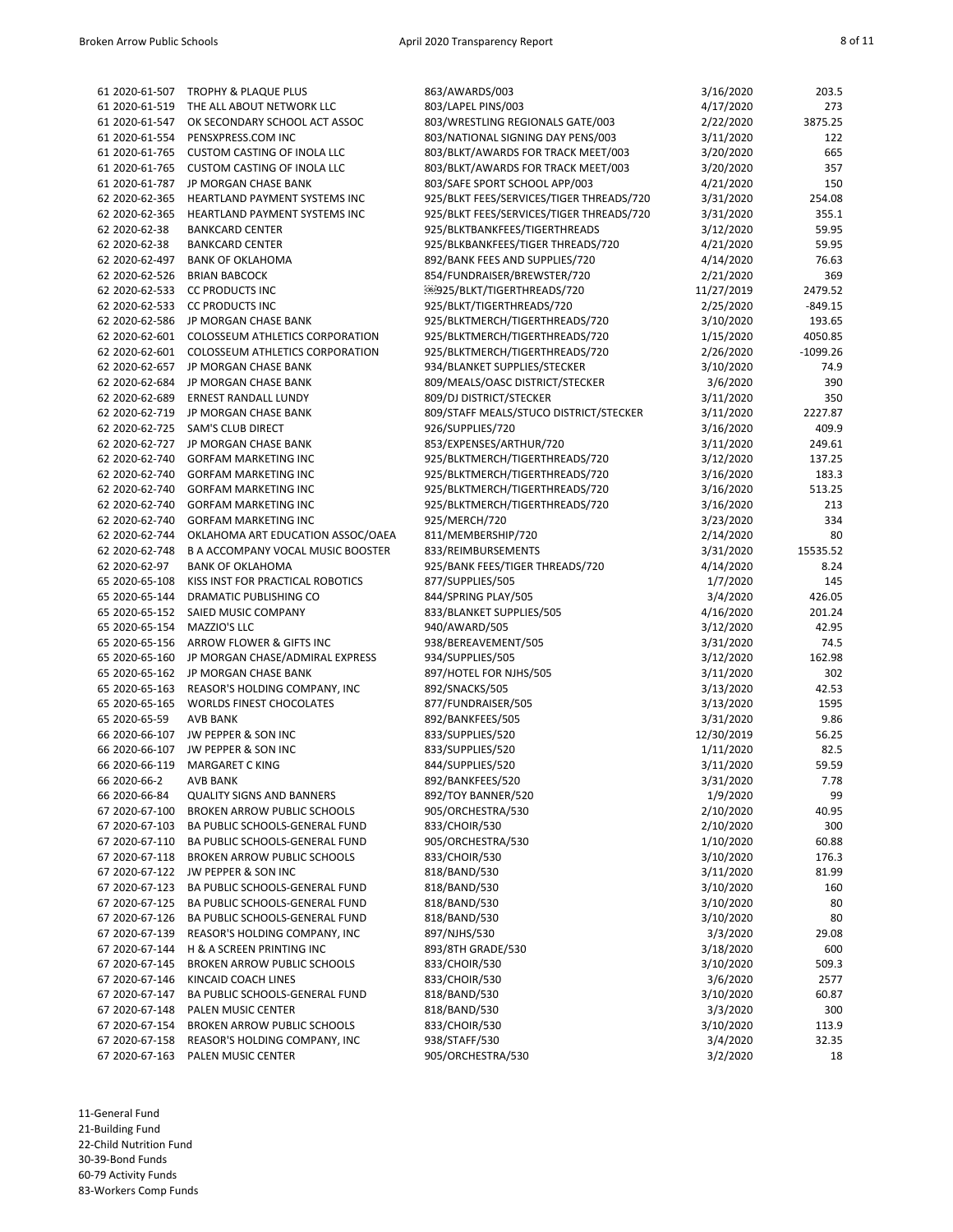| | | | | |
|---|---|---|---|---|
| 61 2020-61-507 | TROPHY & PLAQUE PLUS | 863/AWARDS/003 | 3/16/2020 | 203.5 |
| 61 2020-61-519 | THE ALL ABOUT NETWORK LLC | 803/LAPEL PINS/003 | 4/17/2020 | 273 |
| 61 2020-61-547 | OK SECONDARY SCHOOL ACT ASSOC | 803/WRESTLING REGIONALS GATE/003 | 2/22/2020 | 3875.25 |
| 61 2020-61-554 | PENSXPRESS.COM INC | 803/NATIONAL SIGNING DAY PENS/003 | 3/11/2020 | 122 |
| 61 2020-61-765 | CUSTOM CASTING OF INOLA LLC | 803/BLKT/AWARDS FOR TRACK MEET/003 | 3/20/2020 | 665 |
| 61 2020-61-765 | CUSTOM CASTING OF INOLA LLC | 803/BLKT/AWARDS FOR TRACK MEET/003 | 3/20/2020 | 357 |
| 61 2020-61-787 | JP MORGAN CHASE BANK | 803/SAFE SPORT SCHOOL APP/003 | 4/21/2020 | 150 |
| 62 2020-62-365 | HEARTLAND PAYMENT SYSTEMS INC | 925/BLKT FEES/SERVICES/TIGER THREADS/720 | 3/31/2020 | 254.08 |
| 62 2020-62-365 | HEARTLAND PAYMENT SYSTEMS INC | 925/BLKT FEES/SERVICES/TIGER THREADS/720 | 3/31/2020 | 355.1 |
| 62 2020-62-38 | BANKCARD CENTER | 925/BLKTBANKFEES/TIGERTHREADS | 3/12/2020 | 59.95 |
| 62 2020-62-38 | BANKCARD CENTER | 925/BLKBANKFEES/TIGER THREADS/720 | 4/21/2020 | 59.95 |
| 62 2020-62-497 | BANK OF OKLAHOMA | 892/BANK FEES AND SUPPLIES/720 | 4/14/2020 | 76.63 |
| 62 2020-62-526 | BRIAN BABCOCK | 854/FUNDRAISER/BREWSTER/720 | 2/21/2020 | 369 |
| 62 2020-62-533 | CC PRODUCTS INC | 925/BLKT/TIGERTHREADS/720 | 11/27/2019 | 2479.52 |
| 62 2020-62-533 | CC PRODUCTS INC | 925/BLKT/TIGERTHREADS/720 | 2/25/2020 | -849.15 |
| 62 2020-62-586 | JP MORGAN CHASE BANK | 925/BLKTMERCH/TIGERTHREADS/720 | 3/10/2020 | 193.65 |
| 62 2020-62-601 | COLOSSEUM ATHLETICS CORPORATION | 925/BLKTMERCH/TIGERTHREADS/720 | 1/15/2020 | 4050.85 |
| 62 2020-62-601 | COLOSSEUM ATHLETICS CORPORATION | 925/BLKTMERCH/TIGERTHREADS/720 | 2/26/2020 | -1099.26 |
| 62 2020-62-657 | JP MORGAN CHASE BANK | 934/BLANKET SUPPLIES/STECKER | 3/10/2020 | 74.9 |
| 62 2020-62-684 | JP MORGAN CHASE BANK | 809/MEALS/OASC DISTRICT/STECKER | 3/6/2020 | 390 |
| 62 2020-62-689 | ERNEST RANDALL LUNDY | 809/DJ DISTRICT/STECKER | 3/11/2020 | 350 |
| 62 2020-62-719 | JP MORGAN CHASE BANK | 809/STAFF MEALS/STUCO DISTRICT/STECKER | 3/11/2020 | 2227.87 |
| 62 2020-62-725 | SAM'S CLUB DIRECT | 926/SUPPLIES/720 | 3/16/2020 | 409.9 |
| 62 2020-62-727 | JP MORGAN CHASE BANK | 853/EXPENSES/ARTHUR/720 | 3/11/2020 | 249.61 |
| 62 2020-62-740 | GORFAM MARKETING INC | 925/BLKTMERCH/TIGERTHREADS/720 | 3/12/2020 | 137.25 |
| 62 2020-62-740 | GORFAM MARKETING INC | 925/BLKTMERCH/TIGERTHREADS/720 | 3/16/2020 | 183.3 |
| 62 2020-62-740 | GORFAM MARKETING INC | 925/BLKTMERCH/TIGERTHREADS/720 | 3/16/2020 | 513.25 |
| 62 2020-62-740 | GORFAM MARKETING INC | 925/BLKTMERCH/TIGERTHREADS/720 | 3/16/2020 | 213 |
| 62 2020-62-740 | GORFAM MARKETING INC | 925/MERCH/720 | 3/23/2020 | 334 |
| 62 2020-62-744 | OKLAHOMA ART EDUCATION ASSOC/OAEA | 811/MEMBERSHIP/720 | 2/14/2020 | 80 |
| 62 2020-62-748 | B A ACCOMPANY VOCAL MUSIC BOOSTER | 833/REIMBURSEMENTS | 3/31/2020 | 15535.52 |
| 62 2020-62-97 | BANK OF OKLAHOMA | 925/BANK FEES/TIGER THREADS/720 | 4/14/2020 | 8.24 |
| 65 2020-65-108 | KISS INST FOR PRACTICAL ROBOTICS | 877/SUPPLIES/505 | 1/7/2020 | 145 |
| 65 2020-65-144 | DRAMATIC PUBLISHING CO | 844/SPRING PLAY/505 | 3/4/2020 | 426.05 |
| 65 2020-65-152 | SAIED MUSIC COMPANY | 833/BLANKET SUPPLIES/505 | 4/16/2020 | 201.24 |
| 65 2020-65-154 | MAZZIO'S LLC | 940/AWARD/505 | 3/12/2020 | 42.95 |
| 65 2020-65-156 | ARROW FLOWER & GIFTS INC | 938/BEREAVEMENT/505 | 3/31/2020 | 74.5 |
| 65 2020-65-160 | JP MORGAN CHASE/ADMIRAL EXPRESS | 934/SUPPLIES/505 | 3/12/2020 | 162.98 |
| 65 2020-65-162 | JP MORGAN CHASE BANK | 897/HOTEL FOR NJHS/505 | 3/11/2020 | 302 |
| 65 2020-65-163 | REASOR'S HOLDING COMPANY, INC | 892/SNACKS/505 | 3/13/2020 | 42.53 |
| 65 2020-65-165 | WORLDS FINEST CHOCOLATES | 877/FUNDRAISER/505 | 3/13/2020 | 1595 |
| 65 2020-65-59 | AVB BANK | 892/BANKFEES/505 | 3/31/2020 | 9.86 |
| 66 2020-66-107 | JW PEPPER & SON INC | 833/SUPPLIES/520 | 12/30/2019 | 56.25 |
| 66 2020-66-107 | JW PEPPER & SON INC | 833/SUPPLIES/520 | 1/11/2020 | 82.5 |
| 66 2020-66-119 | MARGARET C KING | 844/SUPPLIES/520 | 3/11/2020 | 59.59 |
| 66 2020-66-2 | AVB BANK | 892/BANKFEES/520 | 3/31/2020 | 7.78 |
| 66 2020-66-84 | QUALITY SIGNS AND BANNERS | 892/TOY BANNER/520 | 1/9/2020 | 99 |
| 67 2020-67-100 | BROKEN ARROW PUBLIC SCHOOLS | 905/ORCHESTRA/530 | 2/10/2020 | 40.95 |
| 67 2020-67-103 | BA PUBLIC SCHOOLS-GENERAL FUND | 833/CHOIR/530 | 2/10/2020 | 300 |
| 67 2020-67-110 | BA PUBLIC SCHOOLS-GENERAL FUND | 905/ORCHESTRA/530 | 1/10/2020 | 60.88 |
| 67 2020-67-118 | BROKEN ARROW PUBLIC SCHOOLS | 833/CHOIR/530 | 3/10/2020 | 176.3 |
| 67 2020-67-122 | JW PEPPER & SON INC | 818/BAND/530 | 3/11/2020 | 81.99 |
| 67 2020-67-123 | BA PUBLIC SCHOOLS-GENERAL FUND | 818/BAND/530 | 3/10/2020 | 160 |
| 67 2020-67-125 | BA PUBLIC SCHOOLS-GENERAL FUND | 818/BAND/530 | 3/10/2020 | 80 |
| 67 2020-67-126 | BA PUBLIC SCHOOLS-GENERAL FUND | 818/BAND/530 | 3/10/2020 | 80 |
| 67 2020-67-139 | REASOR'S HOLDING COMPANY, INC | 897/NJHS/530 | 3/3/2020 | 29.08 |
| 67 2020-67-144 | H & A SCREEN PRINTING INC | 893/8TH GRADE/530 | 3/18/2020 | 600 |
| 67 2020-67-145 | BROKEN ARROW PUBLIC SCHOOLS | 833/CHOIR/530 | 3/10/2020 | 509.3 |
| 67 2020-67-146 | KINCAID COACH LINES | 833/CHOIR/530 | 3/6/2020 | 2577 |
| 67 2020-67-147 | BA PUBLIC SCHOOLS-GENERAL FUND | 818/BAND/530 | 3/10/2020 | 60.87 |
| 67 2020-67-148 | PALEN MUSIC CENTER | 818/BAND/530 | 3/3/2020 | 300 |
| 67 2020-67-154 | BROKEN ARROW PUBLIC SCHOOLS | 833/CHOIR/530 | 3/10/2020 | 113.9 |
| 67 2020-67-158 | REASOR'S HOLDING COMPANY, INC | 938/STAFF/530 | 3/4/2020 | 32.35 |
| 67 2020-67-163 | PALEN MUSIC CENTER | 905/ORCHESTRA/530 | 3/2/2020 | 18 |

11-General Fund
21-Building Fund
22-Child Nutrition Fund
30-39-Bond Funds
60-79 Activity Funds
83-Workers Comp Funds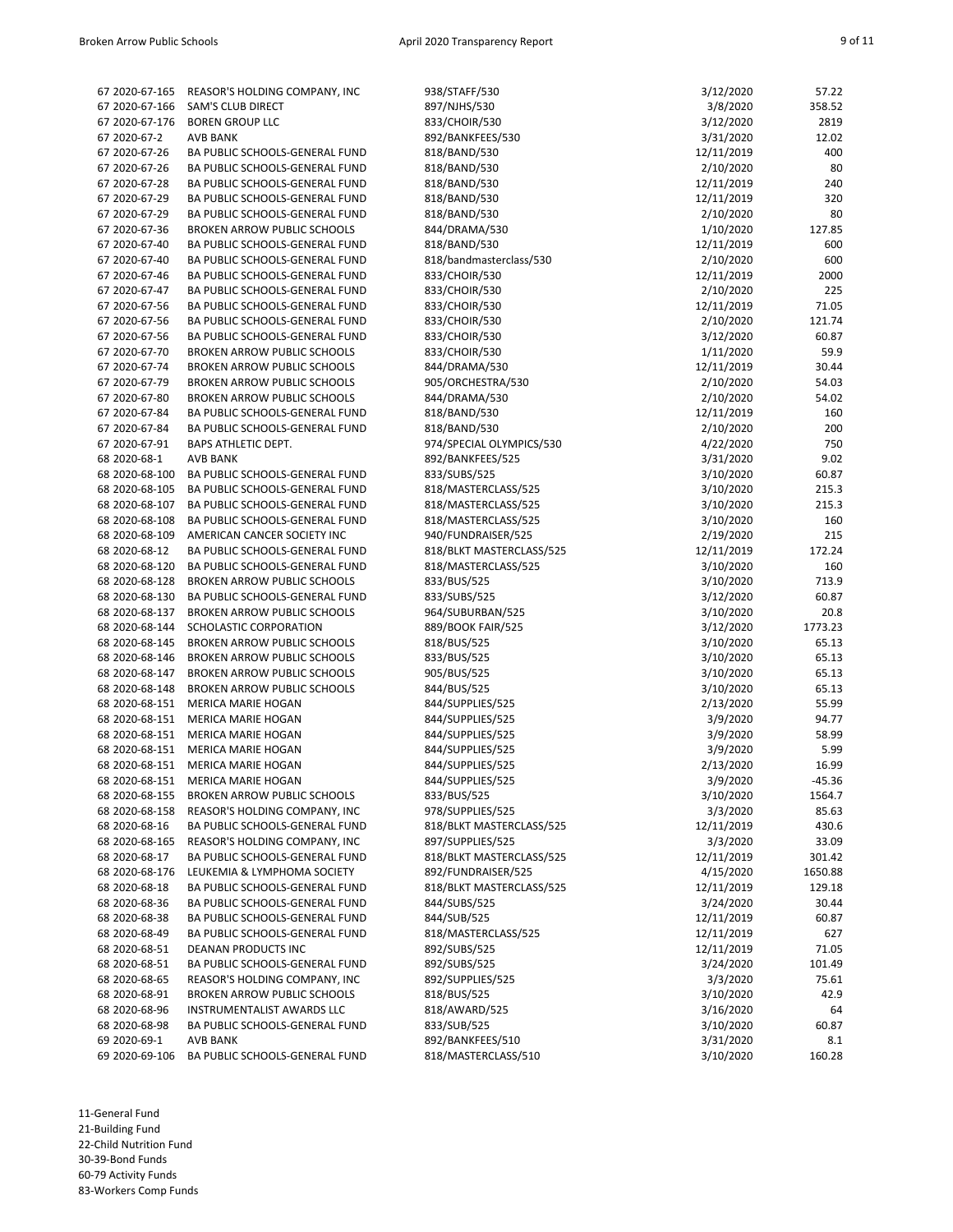| | | | | |
|---|---|---|---|---|
| 67 2020-67-165 | REASOR'S HOLDING COMPANY, INC | 938/STAFF/530 | 3/12/2020 | 57.22 |
| 67 2020-67-166 | SAM'S CLUB DIRECT | 897/NJHS/530 | 3/8/2020 | 358.52 |
| 67 2020-67-176 | BOREN GROUP LLC | 833/CHOIR/530 | 3/12/2020 | 2819 |
| 67 2020-67-2 | AVB BANK | 892/BANKFEES/530 | 3/31/2020 | 12.02 |
| 67 2020-67-26 | BA PUBLIC SCHOOLS-GENERAL FUND | 818/BAND/530 | 12/11/2019 | 400 |
| 67 2020-67-26 | BA PUBLIC SCHOOLS-GENERAL FUND | 818/BAND/530 | 2/10/2020 | 80 |
| 67 2020-67-28 | BA PUBLIC SCHOOLS-GENERAL FUND | 818/BAND/530 | 12/11/2019 | 240 |
| 67 2020-67-29 | BA PUBLIC SCHOOLS-GENERAL FUND | 818/BAND/530 | 12/11/2019 | 320 |
| 67 2020-67-29 | BA PUBLIC SCHOOLS-GENERAL FUND | 818/BAND/530 | 2/10/2020 | 80 |
| 67 2020-67-36 | BROKEN ARROW PUBLIC SCHOOLS | 844/DRAMA/530 | 1/10/2020 | 127.85 |
| 67 2020-67-40 | BA PUBLIC SCHOOLS-GENERAL FUND | 818/BAND/530 | 12/11/2019 | 600 |
| 67 2020-67-40 | BA PUBLIC SCHOOLS-GENERAL FUND | 818/bandmasterclass/530 | 2/10/2020 | 600 |
| 67 2020-67-46 | BA PUBLIC SCHOOLS-GENERAL FUND | 833/CHOIR/530 | 12/11/2019 | 2000 |
| 67 2020-67-47 | BA PUBLIC SCHOOLS-GENERAL FUND | 833/CHOIR/530 | 2/10/2020 | 225 |
| 67 2020-67-56 | BA PUBLIC SCHOOLS-GENERAL FUND | 833/CHOIR/530 | 12/11/2019 | 71.05 |
| 67 2020-67-56 | BA PUBLIC SCHOOLS-GENERAL FUND | 833/CHOIR/530 | 2/10/2020 | 121.74 |
| 67 2020-67-56 | BA PUBLIC SCHOOLS-GENERAL FUND | 833/CHOIR/530 | 3/12/2020 | 60.87 |
| 67 2020-67-70 | BROKEN ARROW PUBLIC SCHOOLS | 833/CHOIR/530 | 1/11/2020 | 59.9 |
| 67 2020-67-74 | BROKEN ARROW PUBLIC SCHOOLS | 844/DRAMA/530 | 12/11/2019 | 30.44 |
| 67 2020-67-79 | BROKEN ARROW PUBLIC SCHOOLS | 905/ORCHESTRA/530 | 2/10/2020 | 54.03 |
| 67 2020-67-80 | BROKEN ARROW PUBLIC SCHOOLS | 844/DRAMA/530 | 2/10/2020 | 54.02 |
| 67 2020-67-84 | BA PUBLIC SCHOOLS-GENERAL FUND | 818/BAND/530 | 12/11/2019 | 160 |
| 67 2020-67-84 | BA PUBLIC SCHOOLS-GENERAL FUND | 818/BAND/530 | 2/10/2020 | 200 |
| 67 2020-67-91 | BAPS ATHLETIC DEPT. | 974/SPECIAL OLYMPICS/530 | 4/22/2020 | 750 |
| 68 2020-68-1 | AVB BANK | 892/BANKFEES/525 | 3/31/2020 | 9.02 |
| 68 2020-68-100 | BA PUBLIC SCHOOLS-GENERAL FUND | 833/SUBS/525 | 3/10/2020 | 60.87 |
| 68 2020-68-105 | BA PUBLIC SCHOOLS-GENERAL FUND | 818/MASTERCLASS/525 | 3/10/2020 | 215.3 |
| 68 2020-68-107 | BA PUBLIC SCHOOLS-GENERAL FUND | 818/MASTERCLASS/525 | 3/10/2020 | 215.3 |
| 68 2020-68-108 | BA PUBLIC SCHOOLS-GENERAL FUND | 818/MASTERCLASS/525 | 3/10/2020 | 160 |
| 68 2020-68-109 | AMERICAN CANCER SOCIETY INC | 940/FUNDRAISER/525 | 2/19/2020 | 215 |
| 68 2020-68-12 | BA PUBLIC SCHOOLS-GENERAL FUND | 818/BLKT MASTERCLASS/525 | 12/11/2019 | 172.24 |
| 68 2020-68-120 | BA PUBLIC SCHOOLS-GENERAL FUND | 818/MASTERCLASS/525 | 3/10/2020 | 160 |
| 68 2020-68-128 | BROKEN ARROW PUBLIC SCHOOLS | 833/BUS/525 | 3/10/2020 | 713.9 |
| 68 2020-68-130 | BA PUBLIC SCHOOLS-GENERAL FUND | 833/SUBS/525 | 3/12/2020 | 60.87 |
| 68 2020-68-137 | BROKEN ARROW PUBLIC SCHOOLS | 964/SUBURBAN/525 | 3/10/2020 | 20.8 |
| 68 2020-68-144 | SCHOLASTIC CORPORATION | 889/BOOK FAIR/525 | 3/12/2020 | 1773.23 |
| 68 2020-68-145 | BROKEN ARROW PUBLIC SCHOOLS | 818/BUS/525 | 3/10/2020 | 65.13 |
| 68 2020-68-146 | BROKEN ARROW PUBLIC SCHOOLS | 833/BUS/525 | 3/10/2020 | 65.13 |
| 68 2020-68-147 | BROKEN ARROW PUBLIC SCHOOLS | 905/BUS/525 | 3/10/2020 | 65.13 |
| 68 2020-68-148 | BROKEN ARROW PUBLIC SCHOOLS | 844/BUS/525 | 3/10/2020 | 65.13 |
| 68 2020-68-151 | MERICA MARIE HOGAN | 844/SUPPLIES/525 | 2/13/2020 | 55.99 |
| 68 2020-68-151 | MERICA MARIE HOGAN | 844/SUPPLIES/525 | 3/9/2020 | 94.77 |
| 68 2020-68-151 | MERICA MARIE HOGAN | 844/SUPPLIES/525 | 3/9/2020 | 58.99 |
| 68 2020-68-151 | MERICA MARIE HOGAN | 844/SUPPLIES/525 | 3/9/2020 | 5.99 |
| 68 2020-68-151 | MERICA MARIE HOGAN | 844/SUPPLIES/525 | 2/13/2020 | 16.99 |
| 68 2020-68-151 | MERICA MARIE HOGAN | 844/SUPPLIES/525 | 3/9/2020 | -45.36 |
| 68 2020-68-155 | BROKEN ARROW PUBLIC SCHOOLS | 833/BUS/525 | 3/10/2020 | 1564.7 |
| 68 2020-68-158 | REASOR'S HOLDING COMPANY, INC | 978/SUPPLIES/525 | 3/3/2020 | 85.63 |
| 68 2020-68-16 | BA PUBLIC SCHOOLS-GENERAL FUND | 818/BLKT MASTERCLASS/525 | 12/11/2019 | 430.6 |
| 68 2020-68-165 | REASOR'S HOLDING COMPANY, INC | 897/SUPPLIES/525 | 3/3/2020 | 33.09 |
| 68 2020-68-17 | BA PUBLIC SCHOOLS-GENERAL FUND | 818/BLKT MASTERCLASS/525 | 12/11/2019 | 301.42 |
| 68 2020-68-176 | LEUKEMIA & LYMPHOMA SOCIETY | 892/FUNDRAISER/525 | 4/15/2020 | 1650.88 |
| 68 2020-68-18 | BA PUBLIC SCHOOLS-GENERAL FUND | 818/BLKT MASTERCLASS/525 | 12/11/2019 | 129.18 |
| 68 2020-68-36 | BA PUBLIC SCHOOLS-GENERAL FUND | 844/SUBS/525 | 3/24/2020 | 30.44 |
| 68 2020-68-38 | BA PUBLIC SCHOOLS-GENERAL FUND | 844/SUB/525 | 12/11/2019 | 60.87 |
| 68 2020-68-49 | BA PUBLIC SCHOOLS-GENERAL FUND | 818/MASTERCLASS/525 | 12/11/2019 | 627 |
| 68 2020-68-51 | DEANAN PRODUCTS INC | 892/SUBS/525 | 12/11/2019 | 71.05 |
| 68 2020-68-51 | BA PUBLIC SCHOOLS-GENERAL FUND | 892/SUBS/525 | 3/24/2020 | 101.49 |
| 68 2020-68-65 | REASOR'S HOLDING COMPANY, INC | 892/SUPPLIES/525 | 3/3/2020 | 75.61 |
| 68 2020-68-91 | BROKEN ARROW PUBLIC SCHOOLS | 818/BUS/525 | 3/10/2020 | 42.9 |
| 68 2020-68-96 | INSTRUMENTALIST AWARDS LLC | 818/AWARD/525 | 3/16/2020 | 64 |
| 68 2020-68-98 | BA PUBLIC SCHOOLS-GENERAL FUND | 833/SUB/525 | 3/10/2020 | 60.87 |
| 69 2020-69-1 | AVB BANK | 892/BANKFEES/510 | 3/31/2020 | 8.1 |
| 69 2020-69-106 | BA PUBLIC SCHOOLS-GENERAL FUND | 818/MASTERCLASS/510 | 3/10/2020 | 160.28 |

11-General Fund
21-Building Fund
22-Child Nutrition Fund
30-39-Bond Funds
60-79 Activity Funds
83-Workers Comp Funds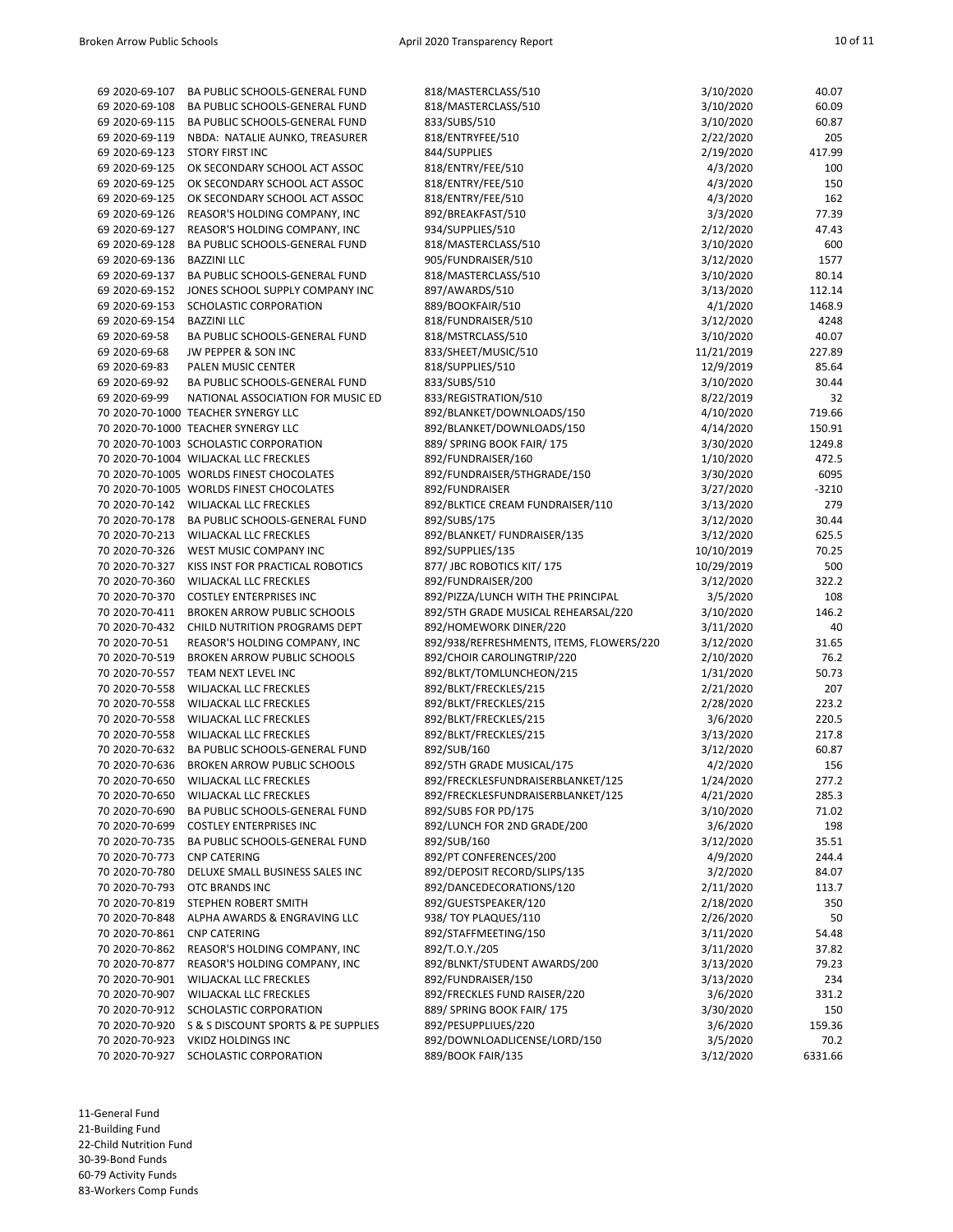| | | | | |
|---|---|---|---|---|
| 69 2020-69-107 | BA PUBLIC SCHOOLS-GENERAL FUND | 818/MASTERCLASS/510 | 3/10/2020 | 40.07 |
| 69 2020-69-108 | BA PUBLIC SCHOOLS-GENERAL FUND | 818/MASTERCLASS/510 | 3/10/2020 | 60.09 |
| 69 2020-69-115 | BA PUBLIC SCHOOLS-GENERAL FUND | 833/SUBS/510 | 3/10/2020 | 60.87 |
| 69 2020-69-119 | NBDA: NATALIE AUNKO, TREASURER | 818/ENTRYFEE/510 | 2/22/2020 | 205 |
| 69 2020-69-123 | STORY FIRST INC | 844/SUPPLIES | 2/19/2020 | 417.99 |
| 69 2020-69-125 | OK SECONDARY SCHOOL ACT ASSOC | 818/ENTRY/FEE/510 | 4/3/2020 | 100 |
| 69 2020-69-125 | OK SECONDARY SCHOOL ACT ASSOC | 818/ENTRY/FEE/510 | 4/3/2020 | 150 |
| 69 2020-69-125 | OK SECONDARY SCHOOL ACT ASSOC | 818/ENTRY/FEE/510 | 4/3/2020 | 162 |
| 69 2020-69-126 | REASOR'S HOLDING COMPANY, INC | 892/BREAKFAST/510 | 3/3/2020 | 77.39 |
| 69 2020-69-127 | REASOR'S HOLDING COMPANY, INC | 934/SUPPLIES/510 | 2/12/2020 | 47.43 |
| 69 2020-69-128 | BA PUBLIC SCHOOLS-GENERAL FUND | 818/MASTERCLASS/510 | 3/10/2020 | 600 |
| 69 2020-69-136 | BAZZINI LLC | 905/FUNDRAISER/510 | 3/12/2020 | 1577 |
| 69 2020-69-137 | BA PUBLIC SCHOOLS-GENERAL FUND | 818/MASTERCLASS/510 | 3/10/2020 | 80.14 |
| 69 2020-69-152 | JONES SCHOOL SUPPLY COMPANY INC | 897/AWARDS/510 | 3/13/2020 | 112.14 |
| 69 2020-69-153 | SCHOLASTIC CORPORATION | 889/BOOKFAIR/510 | 4/1/2020 | 1468.9 |
| 69 2020-69-154 | BAZZINI LLC | 818/FUNDRAISER/510 | 3/12/2020 | 4248 |
| 69 2020-69-58 | BA PUBLIC SCHOOLS-GENERAL FUND | 818/MSTRCLASS/510 | 3/10/2020 | 40.07 |
| 69 2020-69-68 | JW PEPPER & SON INC | 833/SHEET/MUSIC/510 | 11/21/2019 | 227.89 |
| 69 2020-69-83 | PALEN MUSIC CENTER | 818/SUPPLIES/510 | 12/9/2019 | 85.64 |
| 69 2020-69-92 | BA PUBLIC SCHOOLS-GENERAL FUND | 833/SUBS/510 | 3/10/2020 | 30.44 |
| 69 2020-69-99 | NATIONAL ASSOCIATION FOR MUSIC ED | 833/REGISTRATION/510 | 8/22/2019 | 32 |
| 70 2020-70-1000 | TEACHER SYNERGY LLC | 892/BLANKET/DOWNLOADS/150 | 4/10/2020 | 719.66 |
| 70 2020-70-1000 | TEACHER SYNERGY LLC | 892/BLANKET/DOWNLOADS/150 | 4/14/2020 | 150.91 |
| 70 2020-70-1003 | SCHOLASTIC CORPORATION | 889/ SPRING BOOK FAIR/ 175 | 3/30/2020 | 1249.8 |
| 70 2020-70-1004 | WILJACKAL LLC FRECKLES | 892/FUNDRAISER/160 | 1/10/2020 | 472.5 |
| 70 2020-70-1005 | WORLDS FINEST CHOCOLATES | 892/FUNDRAISER/5THGRADE/150 | 3/30/2020 | 6095 |
| 70 2020-70-1005 | WORLDS FINEST CHOCOLATES | 892/FUNDRAISER | 3/27/2020 | -3210 |
| 70 2020-70-142 | WILJACKAL LLC FRECKLES | 892/BLKTICE CREAM FUNDRAISER/110 | 3/13/2020 | 279 |
| 70 2020-70-178 | BA PUBLIC SCHOOLS-GENERAL FUND | 892/SUBS/175 | 3/12/2020 | 30.44 |
| 70 2020-70-213 | WILJACKAL LLC FRECKLES | 892/BLANKET/ FUNDRAISER/135 | 3/12/2020 | 625.5 |
| 70 2020-70-326 | WEST MUSIC COMPANY INC | 892/SUPPLIES/135 | 10/10/2019 | 70.25 |
| 70 2020-70-327 | KISS INST FOR PRACTICAL ROBOTICS | 877/ JBC ROBOTICS KIT/ 175 | 10/29/2019 | 500 |
| 70 2020-70-360 | WILJACKAL LLC FRECKLES | 892/FUNDRAISER/200 | 3/12/2020 | 322.2 |
| 70 2020-70-370 | COSTLEY ENTERPRISES INC | 892/PIZZA/LUNCH WITH THE PRINCIPAL | 3/5/2020 | 108 |
| 70 2020-70-411 | BROKEN ARROW PUBLIC SCHOOLS | 892/5TH GRADE MUSICAL REHEARSAL/220 | 3/10/2020 | 146.2 |
| 70 2020-70-432 | CHILD NUTRITION PROGRAMS DEPT | 892/HOMEWORK DINER/220 | 3/11/2020 | 40 |
| 70 2020-70-51 | REASOR'S HOLDING COMPANY, INC | 892/938/REFRESHMENTS, ITEMS, FLOWERS/220 | 3/12/2020 | 31.65 |
| 70 2020-70-519 | BROKEN ARROW PUBLIC SCHOOLS | 892/CHOIR CAROLINGTRIP/220 | 2/10/2020 | 76.2 |
| 70 2020-70-557 | TEAM NEXT LEVEL INC | 892/BLKT/TOMLUNCHEON/215 | 1/31/2020 | 50.73 |
| 70 2020-70-558 | WILJACKAL LLC FRECKLES | 892/BLKT/FRECKLES/215 | 2/21/2020 | 207 |
| 70 2020-70-558 | WILJACKAL LLC FRECKLES | 892/BLKT/FRECKLES/215 | 2/28/2020 | 223.2 |
| 70 2020-70-558 | WILJACKAL LLC FRECKLES | 892/BLKT/FRECKLES/215 | 3/6/2020 | 220.5 |
| 70 2020-70-558 | WILJACKAL LLC FRECKLES | 892/BLKT/FRECKLES/215 | 3/13/2020 | 217.8 |
| 70 2020-70-632 | BA PUBLIC SCHOOLS-GENERAL FUND | 892/SUB/160 | 3/12/2020 | 60.87 |
| 70 2020-70-636 | BROKEN ARROW PUBLIC SCHOOLS | 892/5TH GRADE MUSICAL/175 | 4/2/2020 | 156 |
| 70 2020-70-650 | WILJACKAL LLC FRECKLES | 892/FRECKLESFUNDRAISERBLANKET/125 | 1/24/2020 | 277.2 |
| 70 2020-70-650 | WILJACKAL LLC FRECKLES | 892/FRECKLESFUNDRAISERBLANKET/125 | 4/21/2020 | 285.3 |
| 70 2020-70-690 | BA PUBLIC SCHOOLS-GENERAL FUND | 892/SUBS FOR PD/175 | 3/10/2020 | 71.02 |
| 70 2020-70-699 | COSTLEY ENTERPRISES INC | 892/LUNCH FOR 2ND GRADE/200 | 3/6/2020 | 198 |
| 70 2020-70-735 | BA PUBLIC SCHOOLS-GENERAL FUND | 892/SUB/160 | 3/12/2020 | 35.51 |
| 70 2020-70-773 | CNP CATERING | 892/PT CONFERENCES/200 | 4/9/2020 | 244.4 |
| 70 2020-70-780 | DELUXE SMALL BUSINESS SALES INC | 892/DEPOSIT RECORD/SLIPS/135 | 3/2/2020 | 84.07 |
| 70 2020-70-793 | OTC BRANDS INC | 892/DANCEDECORATIONS/120 | 2/11/2020 | 113.7 |
| 70 2020-70-819 | STEPHEN ROBERT SMITH | 892/GUESTSPEAKER/120 | 2/18/2020 | 350 |
| 70 2020-70-848 | ALPHA AWARDS & ENGRAVING LLC | 938/ TOY PLAQUES/110 | 2/26/2020 | 50 |
| 70 2020-70-861 | CNP CATERING | 892/STAFFMEETING/150 | 3/11/2020 | 54.48 |
| 70 2020-70-862 | REASOR'S HOLDING COMPANY, INC | 892/T.O.Y./205 | 3/11/2020 | 37.82 |
| 70 2020-70-877 | REASOR'S HOLDING COMPANY, INC | 892/BLNKT/STUDENT AWARDS/200 | 3/13/2020 | 79.23 |
| 70 2020-70-901 | WILJACKAL LLC FRECKLES | 892/FUNDRAISER/150 | 3/13/2020 | 234 |
| 70 2020-70-907 | WILJACKAL LLC FRECKLES | 892/FRECKLES FUND RAISER/220 | 3/6/2020 | 331.2 |
| 70 2020-70-912 | SCHOLASTIC CORPORATION | 889/ SPRING BOOK FAIR/ 175 | 3/30/2020 | 150 |
| 70 2020-70-920 | S & S DISCOUNT SPORTS & PE SUPPLIES | 892/PESUPPLIUES/220 | 3/6/2020 | 159.36 |
| 70 2020-70-923 | VKIDZ HOLDINGS INC | 892/DOWNLOADLICENSE/LORD/150 | 3/5/2020 | 70.2 |
| 70 2020-70-927 | SCHOLASTIC CORPORATION | 889/BOOK FAIR/135 | 3/12/2020 | 6331.66 |

11-General Fund
21-Building Fund
22-Child Nutrition Fund
30-39-Bond Funds
60-79 Activity Funds
83-Workers Comp Funds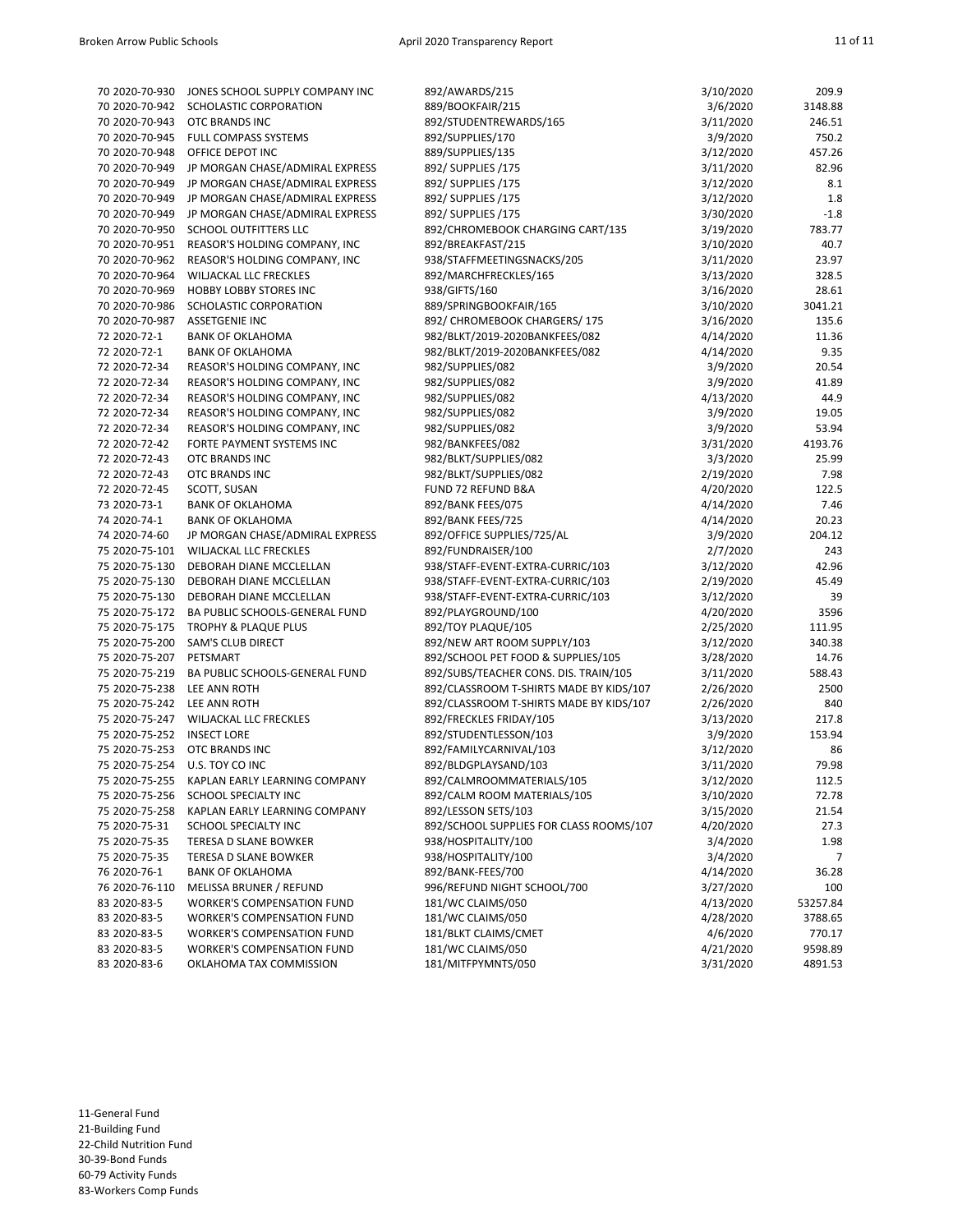| | | | | |
|---|---|---|---|---|
| 70 2020-70-930 | JONES SCHOOL SUPPLY COMPANY INC | 892/AWARDS/215 | 3/10/2020 | 209.9 |
| 70 2020-70-942 | SCHOLASTIC CORPORATION | 889/BOOKFAIR/215 | 3/6/2020 | 3148.88 |
| 70 2020-70-943 | OTC BRANDS INC | 892/STUDENTREWARDS/165 | 3/11/2020 | 246.51 |
| 70 2020-70-945 | FULL COMPASS SYSTEMS | 892/SUPPLIES/170 | 3/9/2020 | 750.2 |
| 70 2020-70-948 | OFFICE DEPOT INC | 889/SUPPLIES/135 | 3/12/2020 | 457.26 |
| 70 2020-70-949 | JP MORGAN CHASE/ADMIRAL EXPRESS | 892/ SUPPLIES /175 | 3/11/2020 | 82.96 |
| 70 2020-70-949 | JP MORGAN CHASE/ADMIRAL EXPRESS | 892/ SUPPLIES /175 | 3/12/2020 | 8.1 |
| 70 2020-70-949 | JP MORGAN CHASE/ADMIRAL EXPRESS | 892/ SUPPLIES /175 | 3/12/2020 | 1.8 |
| 70 2020-70-949 | JP MORGAN CHASE/ADMIRAL EXPRESS | 892/ SUPPLIES /175 | 3/30/2020 | -1.8 |
| 70 2020-70-950 | SCHOOL OUTFITTERS LLC | 892/CHROMEBOOK CHARGING CART/135 | 3/19/2020 | 783.77 |
| 70 2020-70-951 | REASOR'S HOLDING COMPANY, INC | 892/BREAKFAST/215 | 3/10/2020 | 40.7 |
| 70 2020-70-962 | REASOR'S HOLDING COMPANY, INC | 938/STAFFMEETINGSNACKS/205 | 3/11/2020 | 23.97 |
| 70 2020-70-964 | WILJACKAL LLC FRECKLES | 892/MARCHFRECKLES/165 | 3/13/2020 | 328.5 |
| 70 2020-70-969 | HOBBY LOBBY STORES INC | 938/GIFTS/160 | 3/16/2020 | 28.61 |
| 70 2020-70-986 | SCHOLASTIC CORPORATION | 889/SPRINGBOOKFAIR/165 | 3/10/2020 | 3041.21 |
| 70 2020-70-987 | ASSETGENIE INC | 892/ CHROMEBOOK CHARGERS/ 175 | 3/16/2020 | 135.6 |
| 72 2020-72-1 | BANK OF OKLAHOMA | 982/BLKT/2019-2020BANKFEES/082 | 4/14/2020 | 11.36 |
| 72 2020-72-1 | BANK OF OKLAHOMA | 982/BLKT/2019-2020BANKFEES/082 | 4/14/2020 | 9.35 |
| 72 2020-72-34 | REASOR'S HOLDING COMPANY, INC | 982/SUPPLIES/082 | 3/9/2020 | 20.54 |
| 72 2020-72-34 | REASOR'S HOLDING COMPANY, INC | 982/SUPPLIES/082 | 3/9/2020 | 41.89 |
| 72 2020-72-34 | REASOR'S HOLDING COMPANY, INC | 982/SUPPLIES/082 | 4/13/2020 | 44.9 |
| 72 2020-72-34 | REASOR'S HOLDING COMPANY, INC | 982/SUPPLIES/082 | 3/9/2020 | 19.05 |
| 72 2020-72-34 | REASOR'S HOLDING COMPANY, INC | 982/SUPPLIES/082 | 3/9/2020 | 53.94 |
| 72 2020-72-42 | FORTE PAYMENT SYSTEMS INC | 982/BANKFEES/082 | 3/31/2020 | 4193.76 |
| 72 2020-72-43 | OTC BRANDS INC | 982/BLKT/SUPPLIES/082 | 3/3/2020 | 25.99 |
| 72 2020-72-43 | OTC BRANDS INC | 982/BLKT/SUPPLIES/082 | 2/19/2020 | 7.98 |
| 72 2020-72-45 | SCOTT, SUSAN | FUND 72 REFUND B&A | 4/20/2020 | 122.5 |
| 73 2020-73-1 | BANK OF OKLAHOMA | 892/BANK FEES/075 | 4/14/2020 | 7.46 |
| 74 2020-74-1 | BANK OF OKLAHOMA | 892/BANK FEES/725 | 4/14/2020 | 20.23 |
| 74 2020-74-60 | JP MORGAN CHASE/ADMIRAL EXPRESS | 892/OFFICE SUPPLIES/725/AL | 3/9/2020 | 204.12 |
| 75 2020-75-101 | WILJACKAL LLC FRECKLES | 892/FUNDRAISER/100 | 2/7/2020 | 243 |
| 75 2020-75-130 | DEBORAH DIANE MCCLELLAN | 938/STAFF-EVENT-EXTRA-CURRIC/103 | 3/12/2020 | 42.96 |
| 75 2020-75-130 | DEBORAH DIANE MCCLELLAN | 938/STAFF-EVENT-EXTRA-CURRIC/103 | 2/19/2020 | 45.49 |
| 75 2020-75-130 | DEBORAH DIANE MCCLELLAN | 938/STAFF-EVENT-EXTRA-CURRIC/103 | 3/12/2020 | 39 |
| 75 2020-75-172 | BA PUBLIC SCHOOLS-GENERAL FUND | 892/PLAYGROUND/100 | 4/20/2020 | 3596 |
| 75 2020-75-175 | TROPHY & PLAQUE PLUS | 892/TOY PLAQUE/105 | 2/25/2020 | 111.95 |
| 75 2020-75-200 | SAM'S CLUB DIRECT | 892/NEW ART ROOM SUPPLY/103 | 3/12/2020 | 340.38 |
| 75 2020-75-207 | PETSMART | 892/SCHOOL PET FOOD & SUPPLIES/105 | 3/28/2020 | 14.76 |
| 75 2020-75-219 | BA PUBLIC SCHOOLS-GENERAL FUND | 892/SUBS/TEACHER CONS. DIS. TRAIN/105 | 3/11/2020 | 588.43 |
| 75 2020-75-238 | LEE ANN ROTH | 892/CLASSROOM T-SHIRTS MADE BY KIDS/107 | 2/26/2020 | 2500 |
| 75 2020-75-242 | LEE ANN ROTH | 892/CLASSROOM T-SHIRTS MADE BY KIDS/107 | 2/26/2020 | 840 |
| 75 2020-75-247 | WILJACKAL LLC FRECKLES | 892/FRECKLES FRIDAY/105 | 3/13/2020 | 217.8 |
| 75 2020-75-252 | INSECT LORE | 892/STUDENTLESSON/103 | 3/9/2020 | 153.94 |
| 75 2020-75-253 | OTC BRANDS INC | 892/FAMILYCARNIVAL/103 | 3/12/2020 | 86 |
| 75 2020-75-254 | U.S. TOY CO INC | 892/BLDGPLAYSAND/103 | 3/11/2020 | 79.98 |
| 75 2020-75-255 | KAPLAN EARLY LEARNING COMPANY | 892/CALMROOMMATERIALS/105 | 3/12/2020 | 112.5 |
| 75 2020-75-256 | SCHOOL SPECIALTY INC | 892/CALM ROOM MATERIALS/105 | 3/10/2020 | 72.78 |
| 75 2020-75-258 | KAPLAN EARLY LEARNING COMPANY | 892/LESSON SETS/103 | 3/15/2020 | 21.54 |
| 75 2020-75-31 | SCHOOL SPECIALTY INC | 892/SCHOOL SUPPLIES FOR CLASS ROOMS/107 | 4/20/2020 | 27.3 |
| 75 2020-75-35 | TERESA D SLANE BOWKER | 938/HOSPITALITY/100 | 3/4/2020 | 1.98 |
| 75 2020-75-35 | TERESA D SLANE BOWKER | 938/HOSPITALITY/100 | 3/4/2020 | 7 |
| 76 2020-76-1 | BANK OF OKLAHOMA | 892/BANK-FEES/700 | 4/14/2020 | 36.28 |
| 76 2020-76-110 | MELISSA BRUNER / REFUND | 996/REFUND NIGHT SCHOOL/700 | 3/27/2020 | 100 |
| 83 2020-83-5 | WORKER'S COMPENSATION FUND | 181/WC CLAIMS/050 | 4/13/2020 | 53257.84 |
| 83 2020-83-5 | WORKER'S COMPENSATION FUND | 181/WC CLAIMS/050 | 4/28/2020 | 3788.65 |
| 83 2020-83-5 | WORKER'S COMPENSATION FUND | 181/BLKT CLAIMS/CMET | 4/6/2020 | 770.17 |
| 83 2020-83-5 | WORKER'S COMPENSATION FUND | 181/WC CLAIMS/050 | 4/21/2020 | 9598.89 |
| 83 2020-83-6 | OKLAHOMA TAX COMMISSION | 181/MITFPYMNTS/050 | 3/31/2020 | 4891.53 |

11-General Fund
21-Building Fund
22-Child Nutrition Fund
30-39-Bond Funds
60-79 Activity Funds
83-Workers Comp Funds